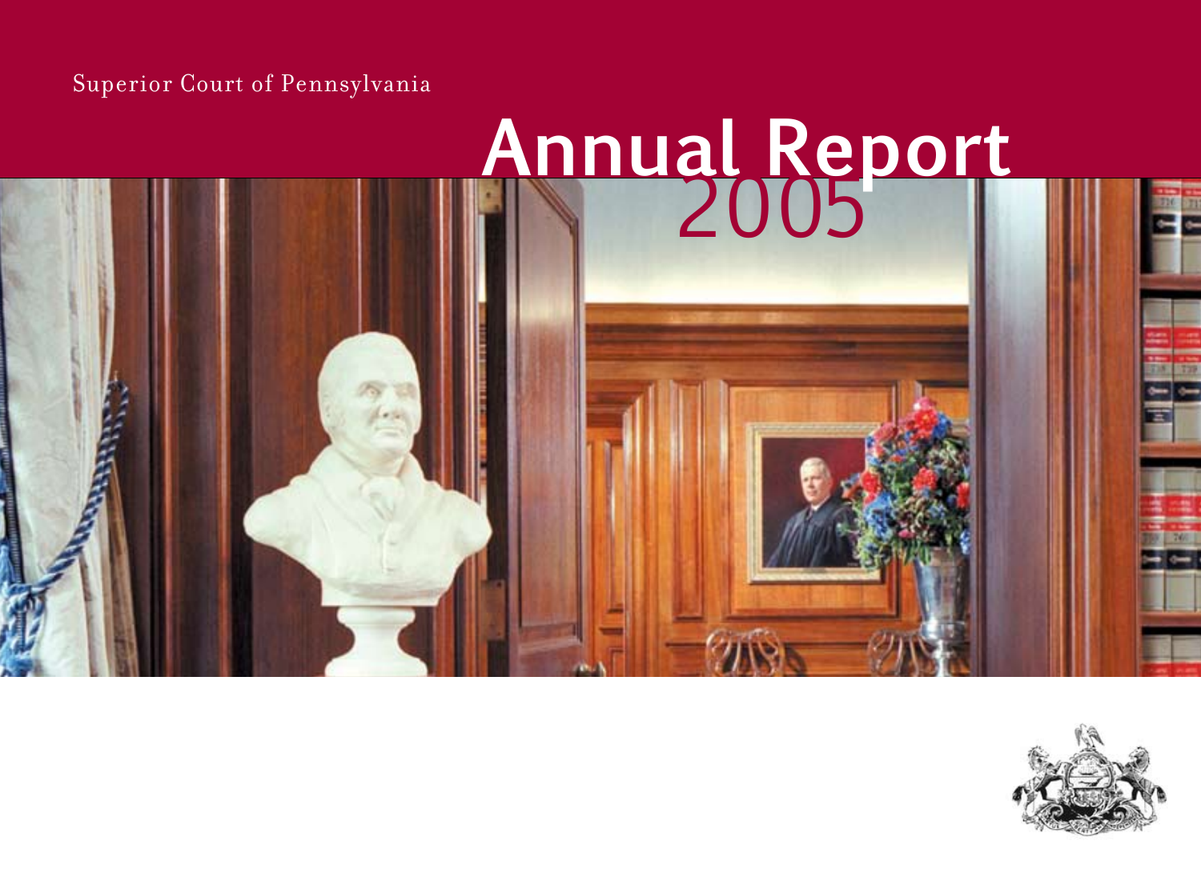Superior Court of Pennsylvania

# Annual Report 2005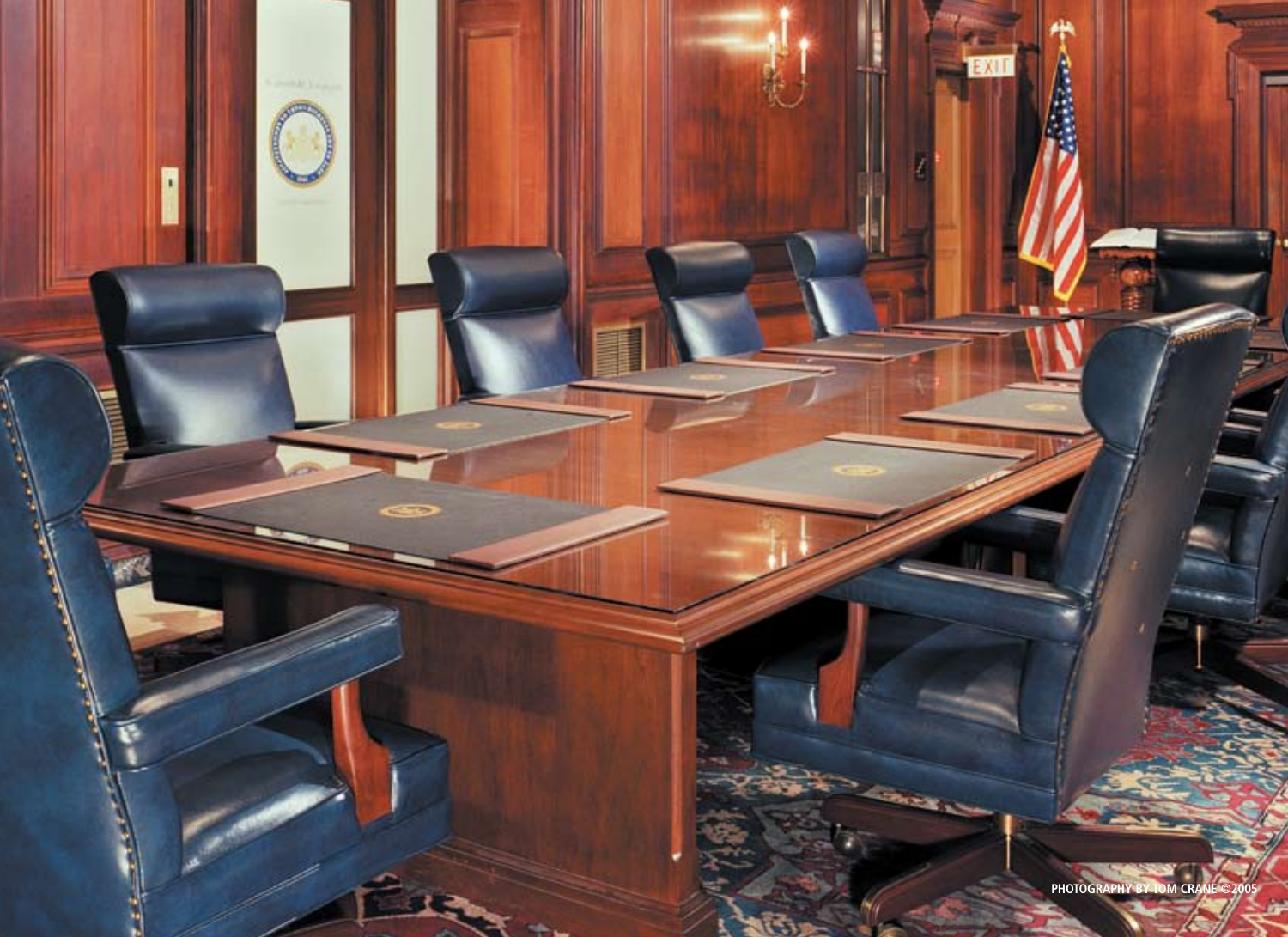PHOTOGRAPHY BY TOM CRANE ©2005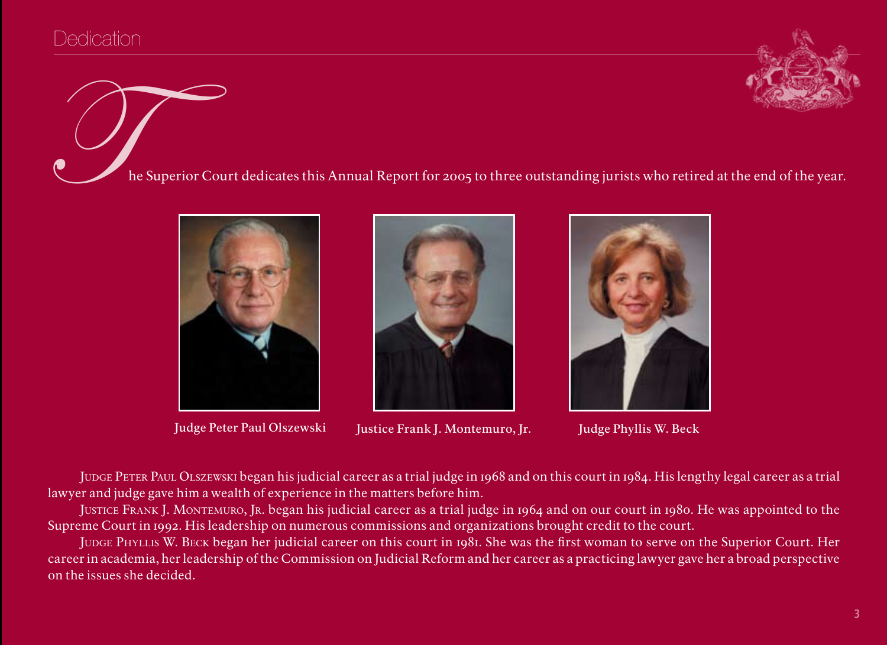# Dedication

The Superior Court dedicates this Annual Report for 2005 to three outstanding jurists who retired at the end of the year.

Judge Peter Paul Olszewski

Justice Frank J. Montemuro, Jr.

Judge Phyllis W. Beck

Judge Peter Paul Olszewski began his judicial career as a trial judge in 1968 and on this court in 1984. His lengthy legal career as a trial lawyer and judge gave him a wealth of experience in the matters before him.

Justice Frank J. Montemuro, Jr. began his judicial career as a trial judge in 1964 and on our court in 1980. He was appointed to the Supreme Court in 1992. His leadership on numerous commissions and organizations brought credit to the court.

Judge Phyllis W. Beck began her judicial career on this court in 1981. She was the first woman to serve on the Superior Court. Her career in academia, her leadership of the Commission on Judicial Reform and her career as a practicing lawyer gave her a broad perspective on the issues she decided.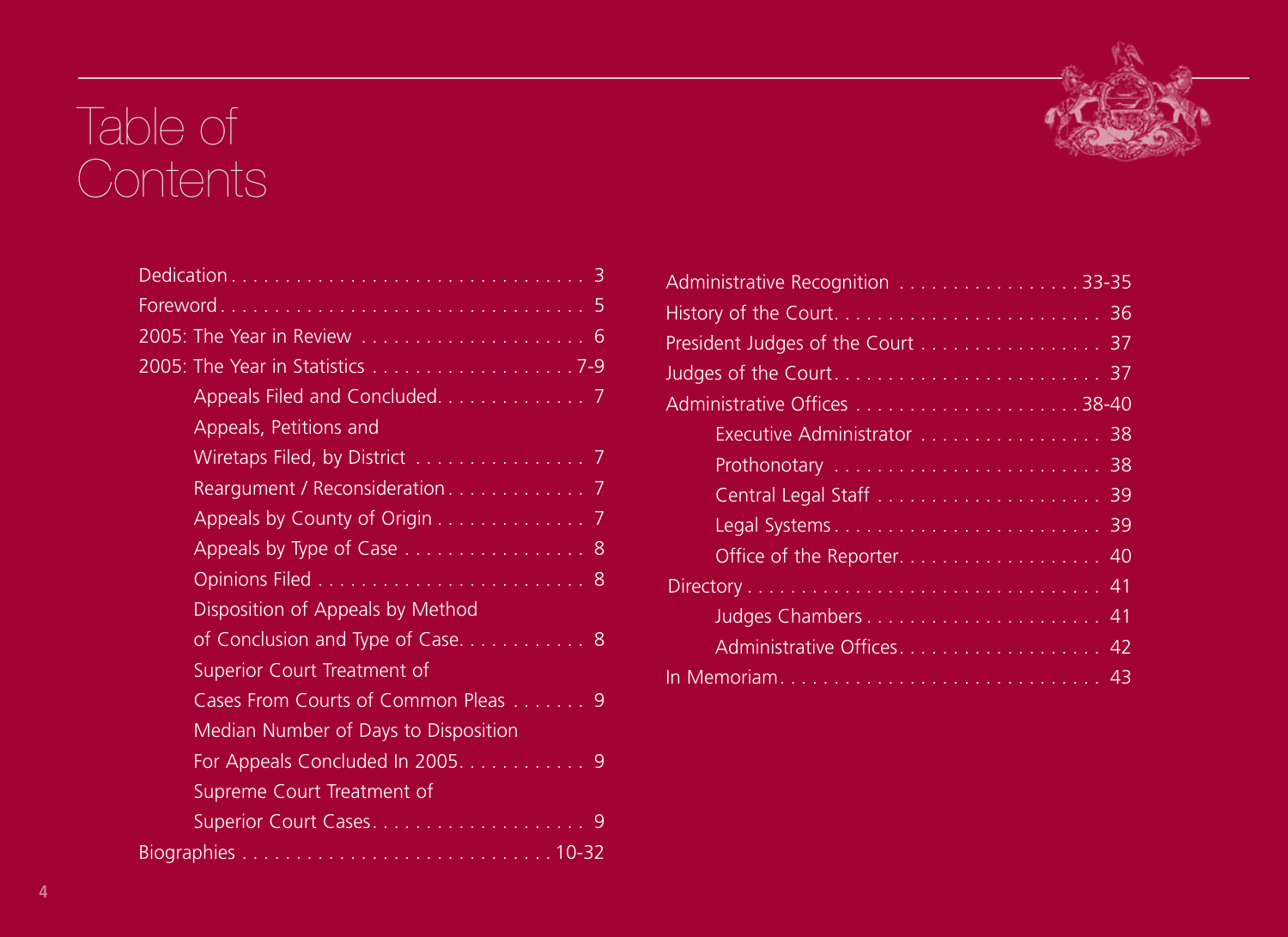# Table of Contents

- Dedication . . . . . . . . . . . . . . . . . . . . . . . . . . . . . . . . 3
- Foreword . . . . . . . . . . . . . . . . . . . . . . . . . . . . . . . . . 5
- 2005: The Year in Review . . . . . . . . . . . . . . . . . . . . . 6
- 2005: The Year in Statistics . . . . . . . . . . . . . . . . . . . 7-9
  - Appeals Filed and Concluded. . . . . . . . . . . . . . 7
  - Appeals, Petitions and Wiretaps Filed, by District . . . . . . . . . . . . . . . . 7
  - Reargument / Reconsideration . . . . . . . . . . . . . 7
  - Appeals by County of Origin . . . . . . . . . . . . . . 7
  - Appeals by Type of Case . . . . . . . . . . . . . . . . . 8
  - Opinions Filed . . . . . . . . . . . . . . . . . . . . . . . . 8
  - Disposition of Appeals by Method of Conclusion and Type of Case. . . . . . . . . . . . 8
  - Superior Court Treatment of Cases From Courts of Common Pleas . . . . . . . 9
  - Median Number of Days to Disposition For Appeals Concluded In 2005. . . . . . . . . . . . 9
  - Supreme Court Treatment of Superior Court Cases. . . . . . . . . . . . . . . . . . . . 9
- Biographies . . . . . . . . . . . . . . . . . . . . . . . . . . . . 10-32
- Administrative Recognition . . . . . . . . . . . . . . . . . 33-35
- History of the Court. . . . . . . . . . . . . . . . . . . . . . . . . 36
- President Judges of the Court . . . . . . . . . . . . . . . . . 37
- Judges of the Court. . . . . . . . . . . . . . . . . . . . . . . . . 37
- Administrative Offices . . . . . . . . . . . . . . . . . . . . . 38-40
  - Executive Administrator . . . . . . . . . . . . . . . . . 38
  - Prothonotary . . . . . . . . . . . . . . . . . . . . . . . . . 38
  - Central Legal Staff . . . . . . . . . . . . . . . . . . . . . 39
  - Legal Systems . . . . . . . . . . . . . . . . . . . . . . . . . 39
  - Office of the Reporter. . . . . . . . . . . . . . . . . . . 40
- Directory . . . . . . . . . . . . . . . . . . . . . . . . . . . . . . . . 41
  - Judges Chambers . . . . . . . . . . . . . . . . . . . . . . 41
  - Administrative Offices. . . . . . . . . . . . . . . . . . . 42
- In Memoriam. . . . . . . . . . . . . . . . . . . . . . . . . . . . . 43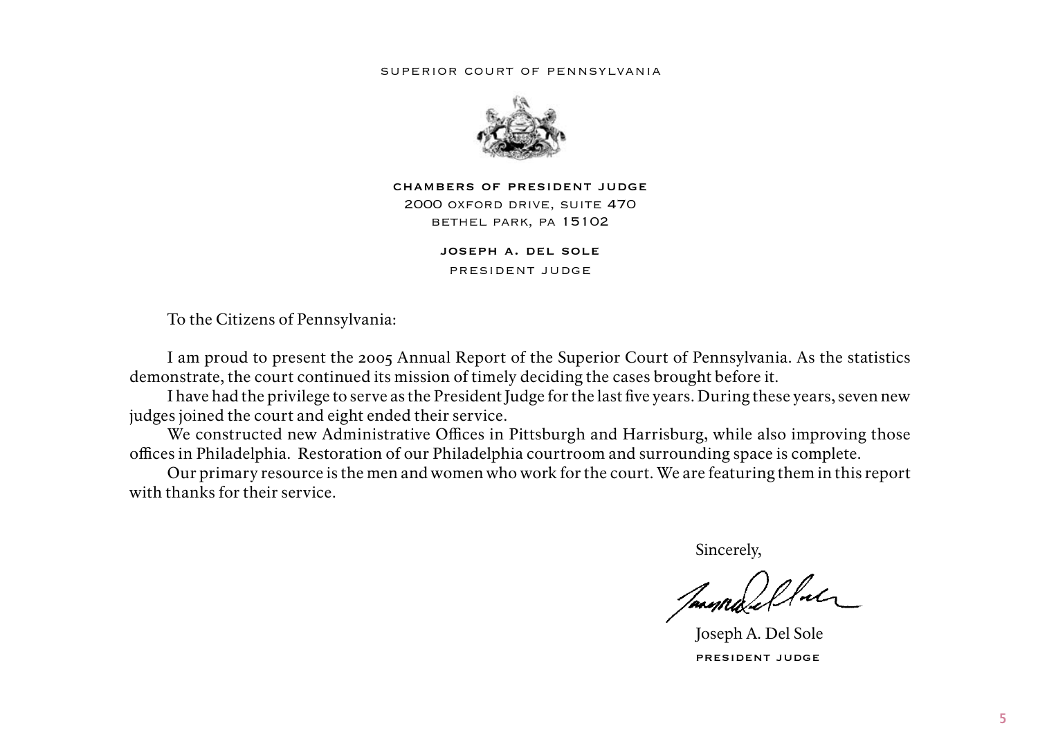SUPERIOR COURT OF PENNSYLVANIA

**CHAMBERS OF PRESIDENT JUDGE**
2000 OXFORD DRIVE, SUITE 470
BETHEL PARK, PA 15102

**JOSEPH A. DEL SOLE**
PRESIDENT JUDGE

To the Citizens of Pennsylvania:

I am proud to present the 2005 Annual Report of the Superior Court of Pennsylvania. As the statistics demonstrate, the court continued its mission of timely deciding the cases brought before it.

I have had the privilege to serve as the President Judge for the last five years. During these years, seven new judges joined the court and eight ended their service.

We constructed new Administrative Offices in Pittsburgh and Harrisburg, while also improving those offices in Philadelphia. Restoration of our Philadelphia courtroom and surrounding space is complete.

Our primary resource is the men and women who work for the court. We are featuring them in this report with thanks for their service.

Sincerely,

Joseph A. Del Sole
**PRESIDENT JUDGE**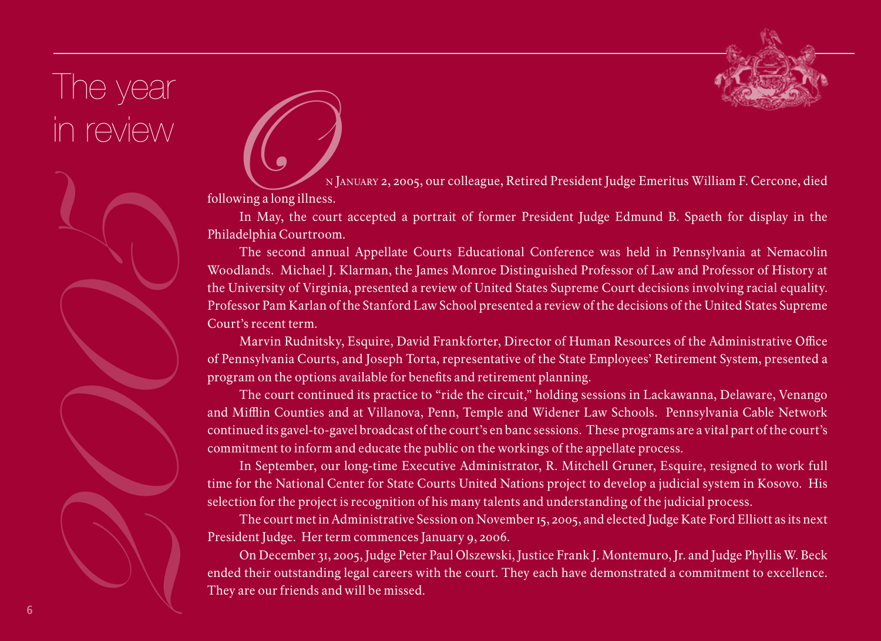# The year in review

# 2005

On January 2, 2005, our colleague, Retired President Judge Emeritus William F. Cercone, died following a long illness.

In May, the court accepted a portrait of former President Judge Edmund B. Spaeth for display in the Philadelphia Courtroom.

The second annual Appellate Courts Educational Conference was held in Pennsylvania at Nemacolin Woodlands. Michael J. Klarman, the James Monroe Distinguished Professor of Law and Professor of History at the University of Virginia, presented a review of United States Supreme Court decisions involving racial equality. Professor Pam Karlan of the Stanford Law School presented a review of the decisions of the United States Supreme Court's recent term.

Marvin Rudnitsky, Esquire, David Frankforter, Director of Human Resources of the Administrative Office of Pennsylvania Courts, and Joseph Torta, representative of the State Employees' Retirement System, presented a program on the options available for benefits and retirement planning.

The court continued its practice to "ride the circuit," holding sessions in Lackawanna, Delaware, Venango and Mifflin Counties and at Villanova, Penn, Temple and Widener Law Schools. Pennsylvania Cable Network continued its gavel-to-gavel broadcast of the court's en banc sessions. These programs are a vital part of the court's commitment to inform and educate the public on the workings of the appellate process.

In September, our long-time Executive Administrator, R. Mitchell Gruner, Esquire, resigned to work full time for the National Center for State Courts United Nations project to develop a judicial system in Kosovo. His selection for the project is recognition of his many talents and understanding of the judicial process.

The court met in Administrative Session on November 15, 2005, and elected Judge Kate Ford Elliott as its next President Judge. Her term commences January 9, 2006.

On December 31, 2005, Judge Peter Paul Olszewski, Justice Frank J. Montemuro, Jr. and Judge Phyllis W. Beck ended their outstanding legal careers with the court. They each have demonstrated a commitment to excellence. They are our friends and will be missed.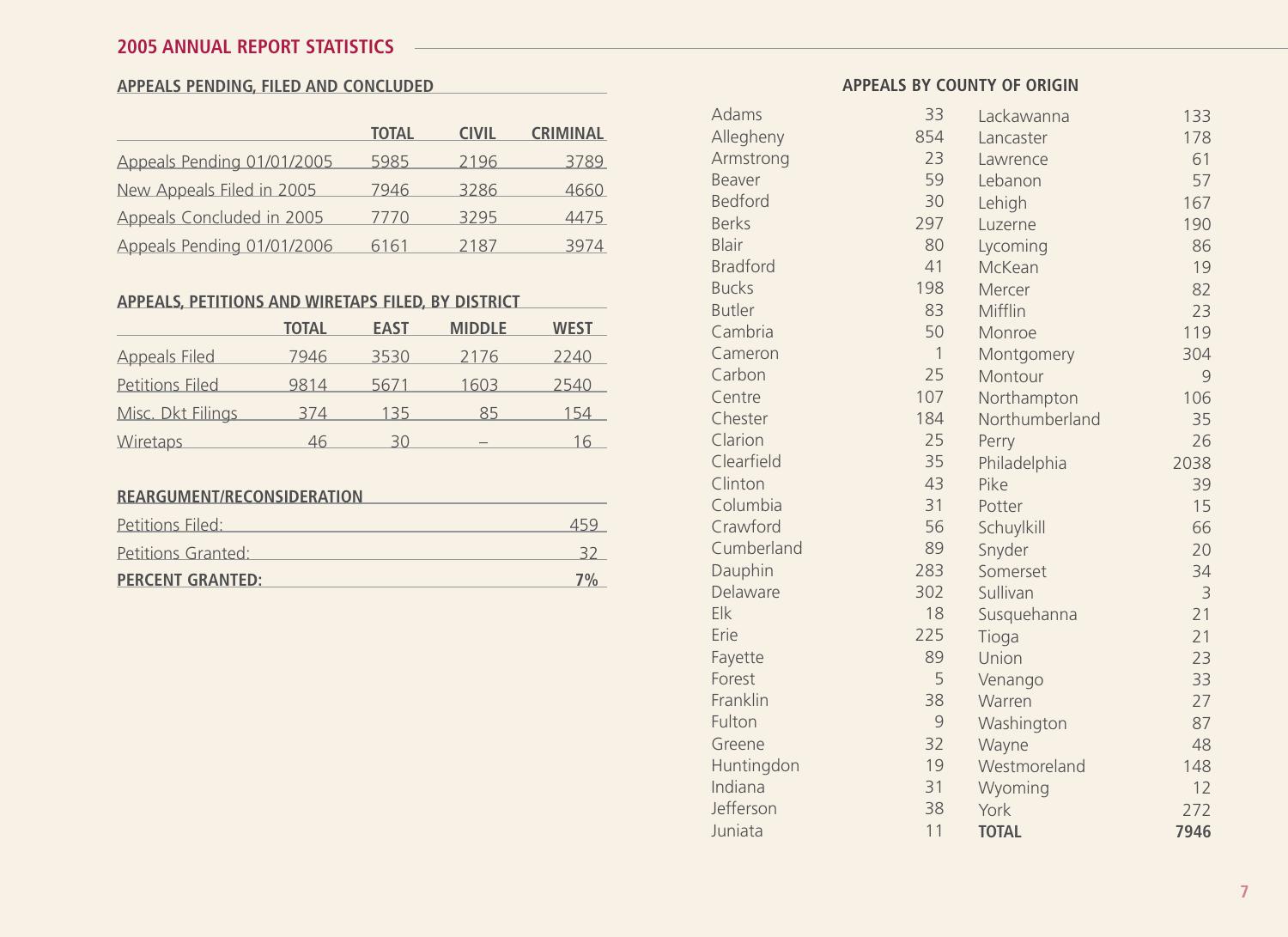## 2005 ANNUAL REPORT STATISTICS

### APPEALS PENDING, FILED AND CONCLUDED

| | TOTAL | CIVIL | CRIMINAL |
|---|---|---|---|
| Appeals Pending 01/01/2005 | 5985 | 2196 | 3789 |
| New Appeals Filed in 2005 | 7946 | 3286 | 4660 |
| Appeals Concluded in 2005 | 7770 | 3295 | 4475 |
| Appeals Pending 01/01/2006 | 6161 | 2187 | 3974 |

### APPEALS, PETITIONS AND WIRETAPS FILED, BY DISTRICT

| | TOTAL | EAST | MIDDLE | WEST |
|---|---|---|---|---|
| Appeals Filed | 7946 | 3530 | 2176 | 2240 |
| Petitions Filed | 9814 | 5671 | 1603 | 2540 |
| Misc. Dkt Filings | 374 | 135 | 85 | 154 |
| Wiretaps | 46 | 30 | – | 16 |

### REARGUMENT/RECONSIDERATION

| | |
|---|---|
| Petitions Filed: | 459 |
| Petitions Granted: | 32 |
| **PERCENT GRANTED:** | **7%** |

### APPEALS BY COUNTY OF ORIGIN

| County | Appeals | County | Appeals |
|---|---|---|---|
| Adams | 33 | Lackawanna | 133 |
| Allegheny | 854 | Lancaster | 178 |
| Armstrong | 23 | Lawrence | 61 |
| Beaver | 59 | Lebanon | 57 |
| Bedford | 30 | Lehigh | 167 |
| Berks | 297 | Luzerne | 190 |
| Blair | 80 | Lycoming | 86 |
| Bradford | 41 | McKean | 19 |
| Bucks | 198 | Mercer | 82 |
| Butler | 83 | Mifflin | 23 |
| Cambria | 50 | Monroe | 119 |
| Cameron | 1 | Montgomery | 304 |
| Carbon | 25 | Montour | 9 |
| Centre | 107 | Northampton | 106 |
| Chester | 184 | Northumberland | 35 |
| Clarion | 25 | Perry | 26 |
| Clearfield | 35 | Philadelphia | 2038 |
| Clinton | 43 | Pike | 39 |
| Columbia | 31 | Potter | 15 |
| Crawford | 56 | Schuylkill | 66 |
| Cumberland | 89 | Snyder | 20 |
| Dauphin | 283 | Somerset | 34 |
| Delaware | 302 | Sullivan | 3 |
| Elk | 18 | Susquehanna | 21 |
| Erie | 225 | Tioga | 21 |
| Fayette | 89 | Union | 23 |
| Forest | 5 | Venango | 33 |
| Franklin | 38 | Warren | 27 |
| Fulton | 9 | Washington | 87 |
| Greene | 32 | Wayne | 48 |
| Huntingdon | 19 | Westmoreland | 148 |
| Indiana | 31 | Wyoming | 12 |
| Jefferson | 38 | York | 272 |
| Juniata | 11 | **TOTAL** | **7946** |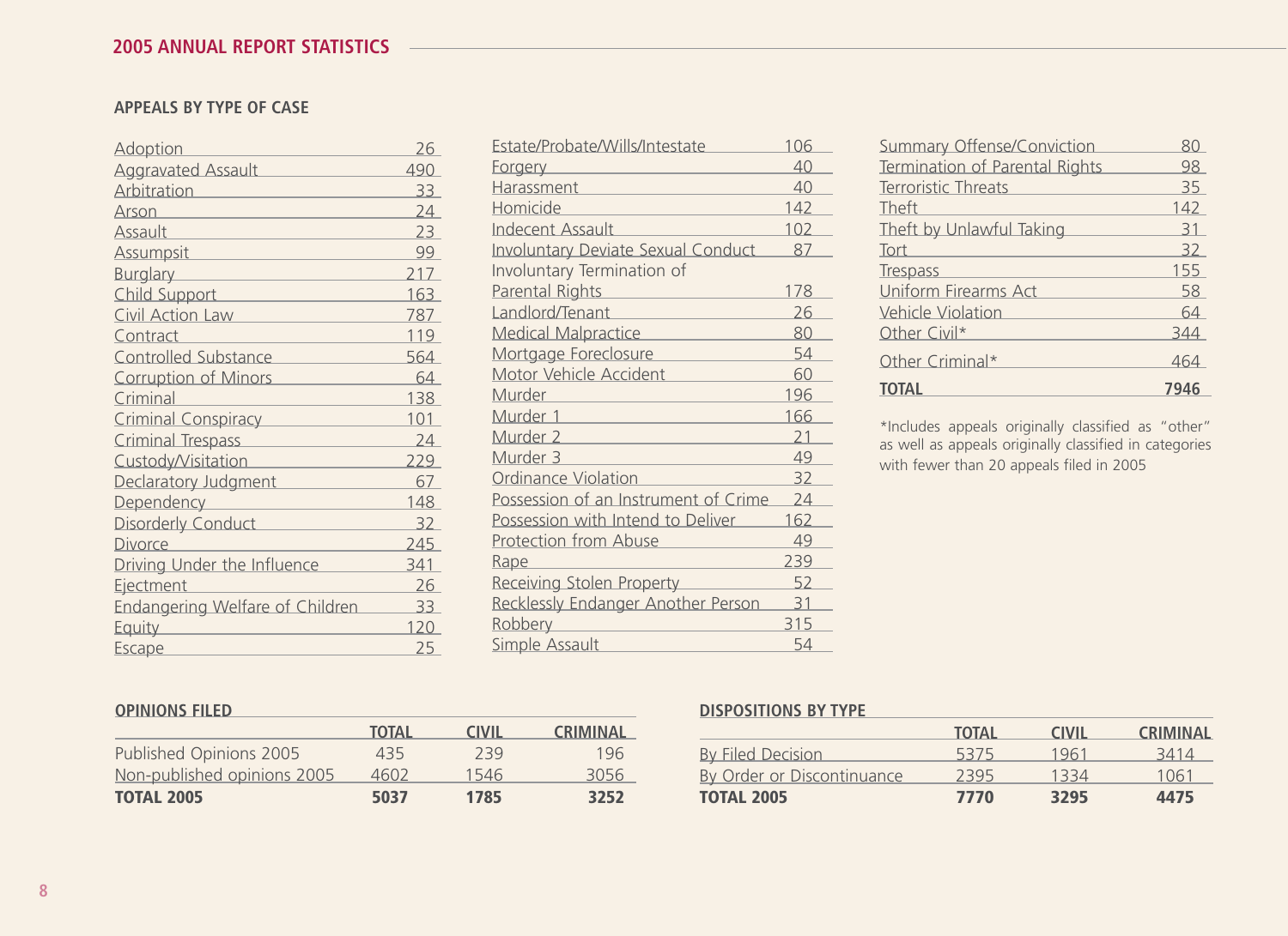## 2005 ANNUAL REPORT STATISTICS

### APPEALS BY TYPE OF CASE

| Type of Case | Appeals |
|---|---|
| Adoption | 26 |
| Aggravated Assault | 490 |
| Arbitration | 33 |
| Arson | 24 |
| Assault | 23 |
| Assumpsit | 99 |
| Burglary | 217 |
| Child Support | 163 |
| Civil Action Law | 787 |
| Contract | 119 |
| Controlled Substance | 564 |
| Corruption of Minors | 64 |
| Criminal | 138 |
| Criminal Conspiracy | 101 |
| Criminal Trespass | 24 |
| Custody/Visitation | 229 |
| Declaratory Judgment | 67 |
| Dependency | 148 |
| Disorderly Conduct | 32 |
| Divorce | 245 |
| Driving Under the Influence | 341 |
| Ejectment | 26 |
| Endangering Welfare of Children | 33 |
| Equity | 120 |
| Escape | 25 |
| Estate/Probate/Wills/Intestate | 106 |
| Forgery | 40 |
| Harassment | 40 |
| Homicide | 142 |
| Indecent Assault | 102 |
| Involuntary Deviate Sexual Conduct | 87 |
| Involuntary Termination of Parental Rights | 178 |
| Landlord/Tenant | 26 |
| Medical Malpractice | 80 |
| Mortgage Foreclosure | 54 |
| Motor Vehicle Accident | 60 |
| Murder | 196 |
| Murder 1 | 166 |
| Murder 2 | 21 |
| Murder 3 | 49 |
| Ordinance Violation | 32 |
| Possession of an Instrument of Crime | 24 |
| Possession with Intend to Deliver | 162 |
| Protection from Abuse | 49 |
| Rape | 239 |
| Receiving Stolen Property | 52 |
| Recklessly Endanger Another Person | 31 |
| Robbery | 315 |
| Simple Assault | 54 |
| Summary Offense/Conviction | 80 |
| Termination of Parental Rights | 98 |
| Terroristic Threats | 35 |
| Theft | 142 |
| Theft by Unlawful Taking | 31 |
| Tort | 32 |
| Trespass | 155 |
| Uniform Firearms Act | 58 |
| Vehicle Violation | 64 |
| Other Civil* | 344 |
| Other Criminal* | 464 |
| **TOTAL** | **7946** |

*Includes appeals originally classified as "other" as well as appeals originally classified in categories with fewer than 20 appeals filed in 2005

### OPINIONS FILED

| | TOTAL | CIVIL | CRIMINAL |
|---|---|---|---|
| Published Opinions 2005 | 435 | 239 | 196 |
| Non-published opinions 2005 | 4602 | 1546 | 3056 |
| **TOTAL 2005** | **5037** | **1785** | **3252** |

### DISPOSITIONS BY TYPE

| | TOTAL | CIVIL | CRIMINAL |
|---|---|---|---|
| By Filed Decision | 5375 | 1961 | 3414 |
| By Order or Discontinuance | 2395 | 1334 | 1061 |
| **TOTAL 2005** | **7770** | **3295** | **4475** |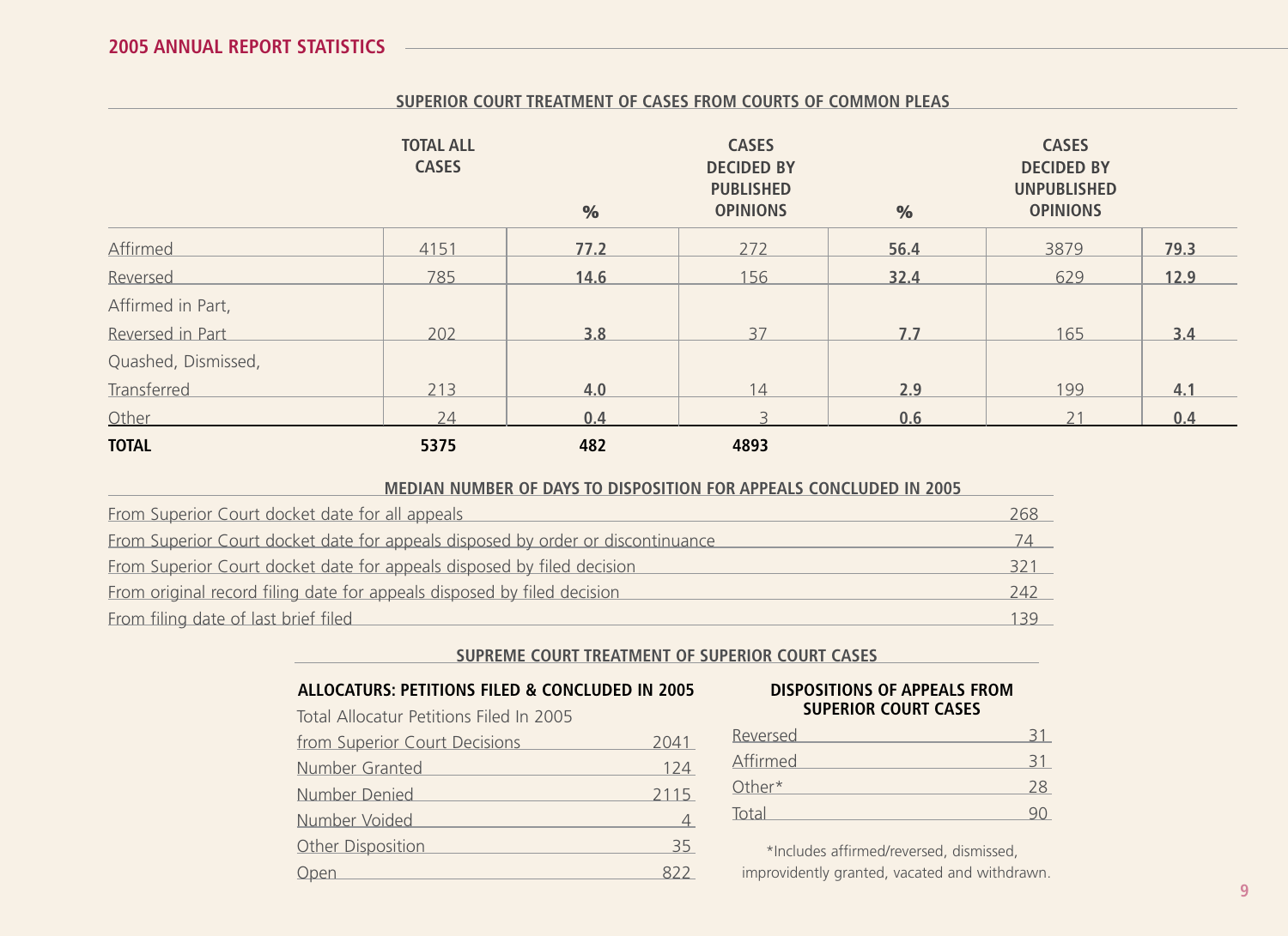## 2005 ANNUAL REPORT STATISTICS

### SUPERIOR COURT TREATMENT OF CASES FROM COURTS OF COMMON PLEAS

| | TOTAL ALL CASES | % | CASES DECIDED BY PUBLISHED OPINIONS | % | CASES DECIDED BY UNPUBLISHED OPINIONS | |
|---|---|---|---|---|---|---|
| Affirmed | 4151 | **77.2** | 272 | **56.4** | 3879 | **79.3** |
| Reversed | 785 | **14.6** | 156 | **32.4** | 629 | **12.9** |
| Affirmed in Part, Reversed in Part | 202 | **3.8** | 37 | **7.7** | 165 | **3.4** |
| Quashed, Dismissed, Transferred | 213 | **4.0** | 14 | **2.9** | 199 | **4.1** |
| Other | 24 | **0.4** | 3 | **0.6** | 21 | **0.4** |
| **TOTAL** | **5375** | **482** | **4893** | | | |

### MEDIAN NUMBER OF DAYS TO DISPOSITION FOR APPEALS CONCLUDED IN 2005

| | |
|---|---|
| From Superior Court docket date for all appeals | 268 |
| From Superior Court docket date for appeals disposed by order or discontinuance | 74 |
| From Superior Court docket date for appeals disposed by filed decision | 321 |
| From original record filing date for appeals disposed by filed decision | 242 |
| From filing date of last brief filed | 139 |

### SUPREME COURT TREATMENT OF SUPERIOR COURT CASES

#### ALLOCATURS: PETITIONS FILED & CONCLUDED IN 2005

| | |
|---|---|
| Total Allocatur Petitions Filed In 2005 from Superior Court Decisions | 2041 |
| Number Granted | 124 |
| Number Denied | 2115 |
| Number Voided | 4 |
| Other Disposition | 35 |
| Open | 822 |

#### DISPOSITIONS OF APPEALS FROM SUPERIOR COURT CASES

| | |
|---|---|
| Reversed | 31 |
| Affirmed | 31 |
| Other* | 28 |
| Total | 90 |

*Includes affirmed/reversed, dismissed, improvidently granted, vacated and withdrawn.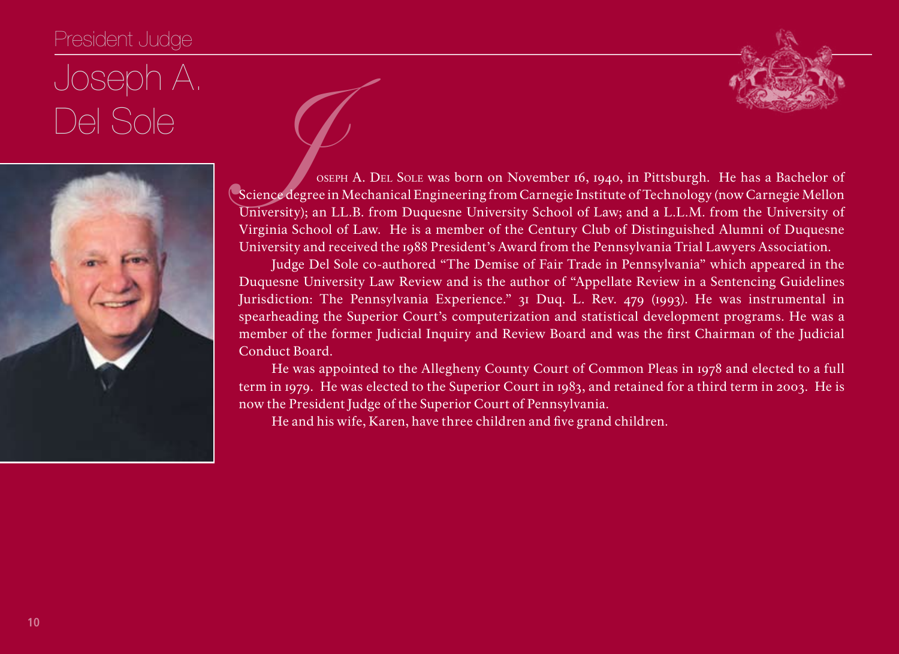President Judge

# Joseph A. Del Sole

Joseph A. Del Sole was born on November 16, 1940, in Pittsburgh. He has a Bachelor of Science degree in Mechanical Engineering from Carnegie Institute of Technology (now Carnegie Mellon University); an LL.B. from Duquesne University School of Law; and a L.L.M. from the University of Virginia School of Law. He is a member of the Century Club of Distinguished Alumni of Duquesne University and received the 1988 President's Award from the Pennsylvania Trial Lawyers Association.

Judge Del Sole co-authored "The Demise of Fair Trade in Pennsylvania" which appeared in the Duquesne University Law Review and is the author of "Appellate Review in a Sentencing Guidelines Jurisdiction: The Pennsylvania Experience." 31 Duq. L. Rev. 479 (1993). He was instrumental in spearheading the Superior Court's computerization and statistical development programs. He was a member of the former Judicial Inquiry and Review Board and was the first Chairman of the Judicial Conduct Board.

He was appointed to the Allegheny County Court of Common Pleas in 1978 and elected to a full term in 1979. He was elected to the Superior Court in 1983, and retained for a third term in 2003. He is now the President Judge of the Superior Court of Pennsylvania.

He and his wife, Karen, have three children and five grand children.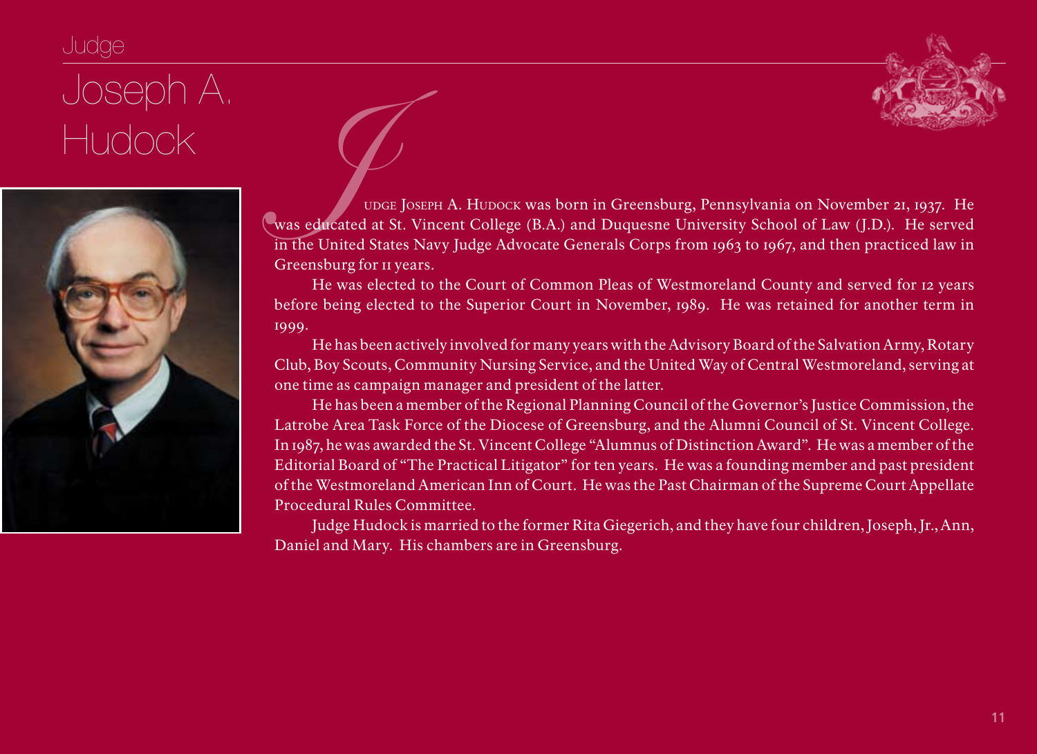Judge

# Joseph A. Hudock

Judge Joseph A. Hudock was born in Greensburg, Pennsylvania on November 21, 1937. He was educated at St. Vincent College (B.A.) and Duquesne University School of Law (J.D.). He served in the United States Navy Judge Advocate Generals Corps from 1963 to 1967, and then practiced law in Greensburg for 11 years.

He was elected to the Court of Common Pleas of Westmoreland County and served for 12 years before being elected to the Superior Court in November, 1989. He was retained for another term in 1999.

He has been actively involved for many years with the Advisory Board of the Salvation Army, Rotary Club, Boy Scouts, Community Nursing Service, and the United Way of Central Westmoreland, serving at one time as campaign manager and president of the latter.

He has been a member of the Regional Planning Council of the Governor's Justice Commission, the Latrobe Area Task Force of the Diocese of Greensburg, and the Alumni Council of St. Vincent College. In 1987, he was awarded the St. Vincent College "Alumnus of Distinction Award". He was a member of the Editorial Board of "The Practical Litigator" for ten years. He was a founding member and past president of the Westmoreland American Inn of Court. He was the Past Chairman of the Supreme Court Appellate Procedural Rules Committee.

Judge Hudock is married to the former Rita Giegerich, and they have four children, Joseph, Jr., Ann, Daniel and Mary. His chambers are in Greensburg.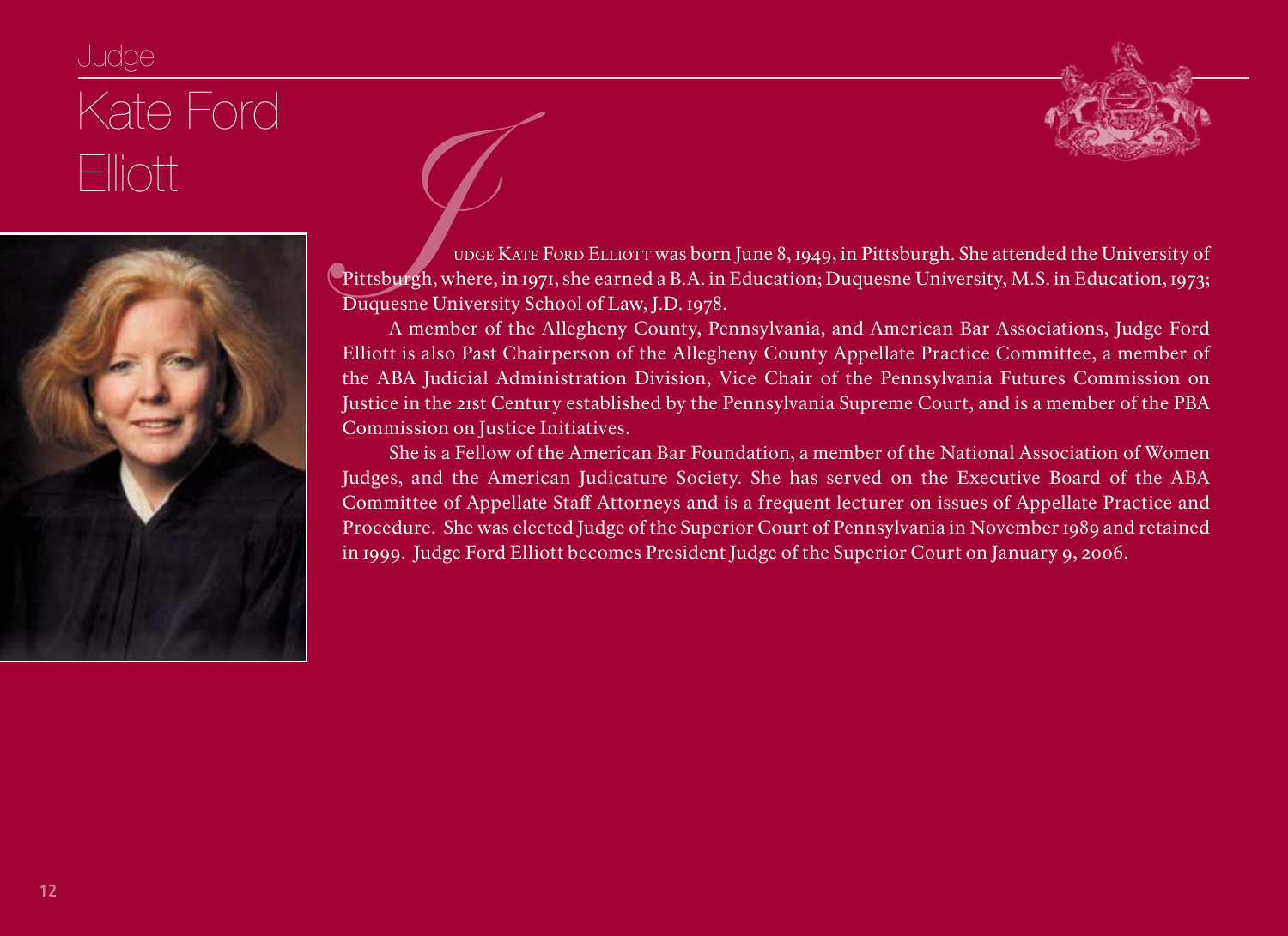Judge

# Kate Ford Elliott

Judge Kate Ford Elliott was born June 8, 1949, in Pittsburgh. She attended the University of Pittsburgh, where, in 1971, she earned a B.A. in Education; Duquesne University, M.S. in Education, 1973; Duquesne University School of Law, J.D. 1978.

A member of the Allegheny County, Pennsylvania, and American Bar Associations, Judge Ford Elliott is also Past Chairperson of the Allegheny County Appellate Practice Committee, a member of the ABA Judicial Administration Division, Vice Chair of the Pennsylvania Futures Commission on Justice in the 21st Century established by the Pennsylvania Supreme Court, and is a member of the PBA Commission on Justice Initiatives.

She is a Fellow of the American Bar Foundation, a member of the National Association of Women Judges, and the American Judicature Society. She has served on the Executive Board of the ABA Committee of Appellate Staff Attorneys and is a frequent lecturer on issues of Appellate Practice and Procedure. She was elected Judge of the Superior Court of Pennsylvania in November 1989 and retained in 1999. Judge Ford Elliott becomes President Judge of the Superior Court on January 9, 2006.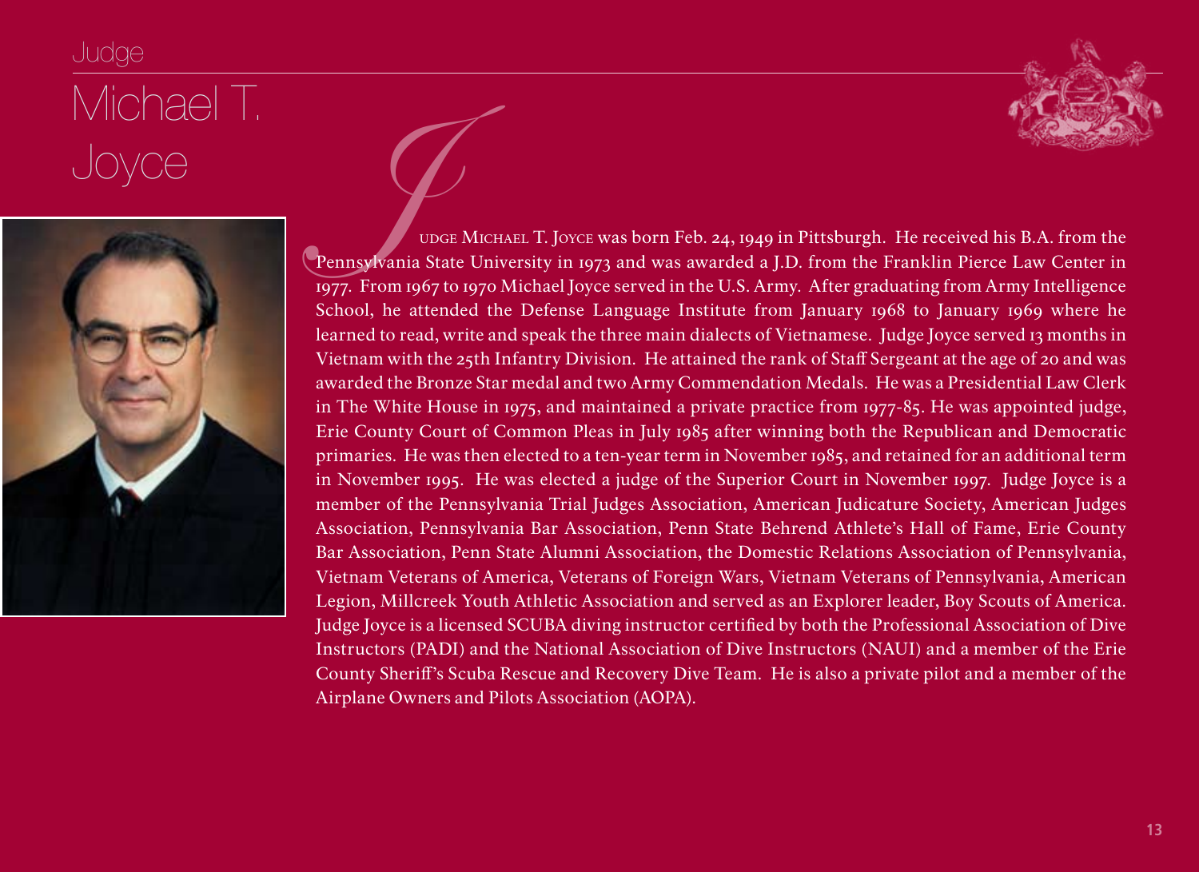Judge

# Michael T. Joyce

Judge Michael T. Joyce was born Feb. 24, 1949 in Pittsburgh. He received his B.A. from the Pennsylvania State University in 1973 and was awarded a J.D. from the Franklin Pierce Law Center in 1977. From 1967 to 1970 Michael Joyce served in the U.S. Army. After graduating from Army Intelligence School, he attended the Defense Language Institute from January 1968 to January 1969 where he learned to read, write and speak the three main dialects of Vietnamese. Judge Joyce served 13 months in Vietnam with the 25th Infantry Division. He attained the rank of Staff Sergeant at the age of 20 and was awarded the Bronze Star medal and two Army Commendation Medals. He was a Presidential Law Clerk in The White House in 1975, and maintained a private practice from 1977-85. He was appointed judge, Erie County Court of Common Pleas in July 1985 after winning both the Republican and Democratic primaries. He was then elected to a ten-year term in November 1985, and retained for an additional term in November 1995. He was elected a judge of the Superior Court in November 1997. Judge Joyce is a member of the Pennsylvania Trial Judges Association, American Judicature Society, American Judges Association, Pennsylvania Bar Association, Penn State Behrend Athlete's Hall of Fame, Erie County Bar Association, Penn State Alumni Association, the Domestic Relations Association of Pennsylvania, Vietnam Veterans of America, Veterans of Foreign Wars, Vietnam Veterans of Pennsylvania, American Legion, Millcreek Youth Athletic Association and served as an Explorer leader, Boy Scouts of America. Judge Joyce is a licensed SCUBA diving instructor certified by both the Professional Association of Dive Instructors (PADI) and the National Association of Dive Instructors (NAUI) and a member of the Erie County Sheriff's Scuba Rescue and Recovery Dive Team. He is also a private pilot and a member of the Airplane Owners and Pilots Association (AOPA).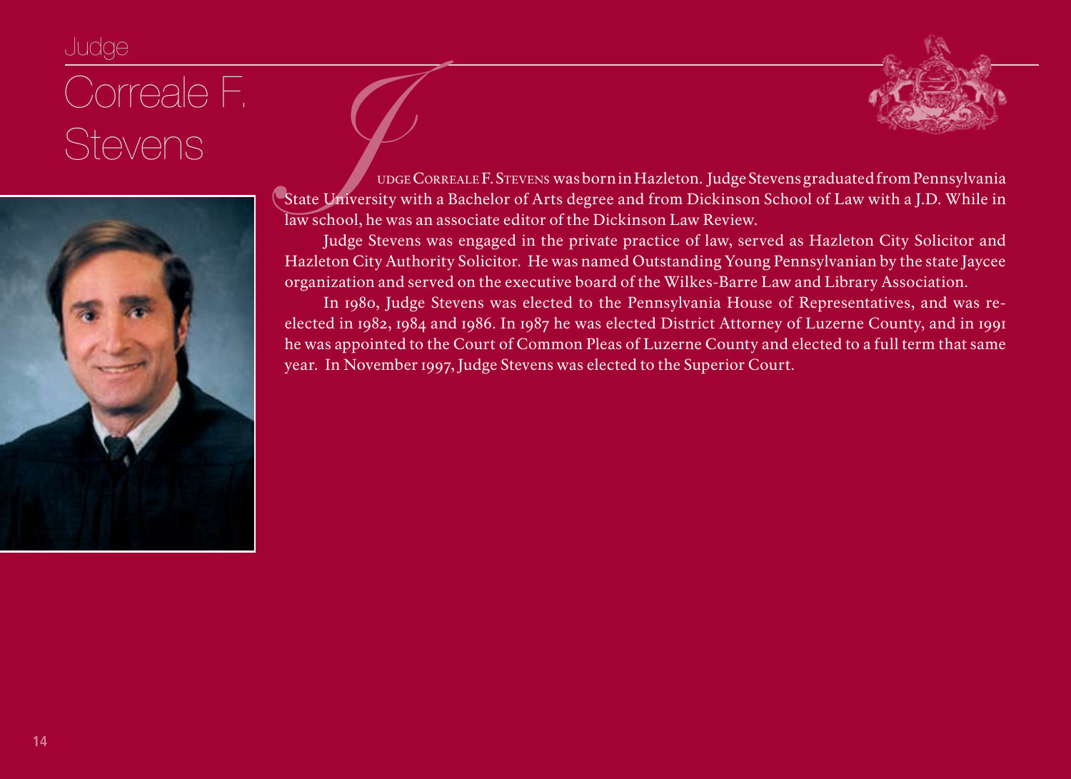Judge

# Correale F. Stevens

Judge Correale F. Stevens was born in Hazleton. Judge Stevens graduated from Pennsylvania State University with a Bachelor of Arts degree and from Dickinson School of Law with a J.D. While in law school, he was an associate editor of the Dickinson Law Review.

Judge Stevens was engaged in the private practice of law, served as Hazleton City Solicitor and Hazleton City Authority Solicitor. He was named Outstanding Young Pennsylvanian by the state Jaycee organization and served on the executive board of the Wilkes-Barre Law and Library Association.

In 1980, Judge Stevens was elected to the Pennsylvania House of Representatives, and was re-elected in 1982, 1984 and 1986. In 1987 he was elected District Attorney of Luzerne County, and in 1991 he was appointed to the Court of Common Pleas of Luzerne County and elected to a full term that same year. In November 1997, Judge Stevens was elected to the Superior Court.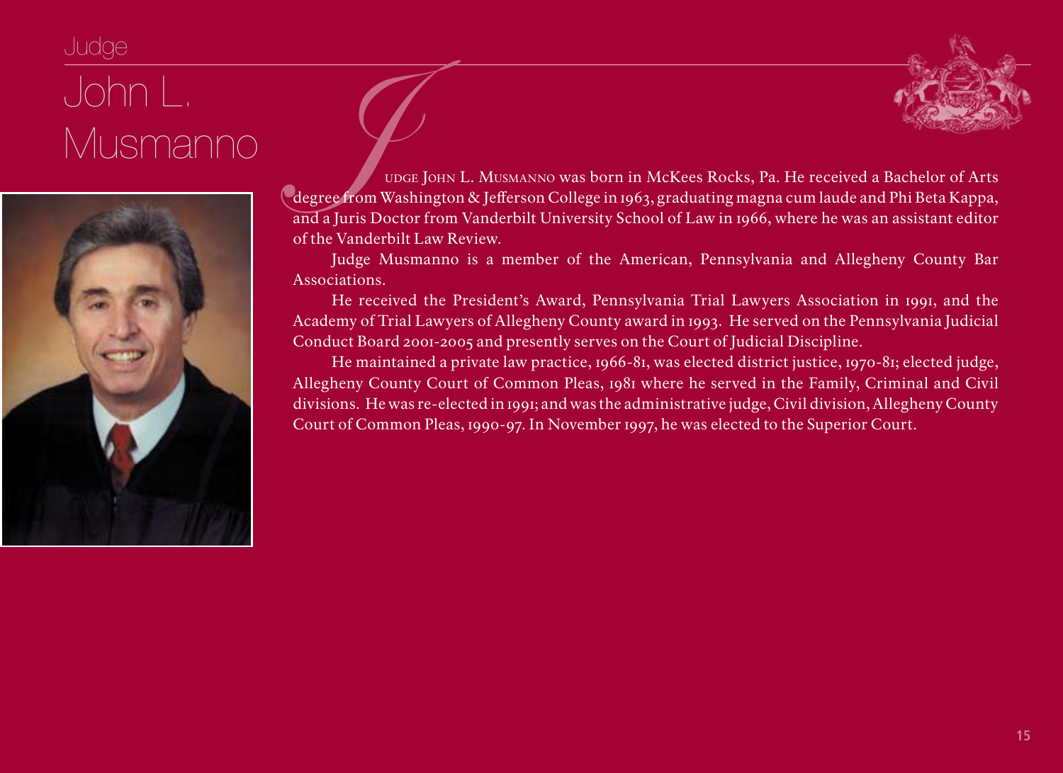Judge

# John L. Musmanno

Judge John L. Musmanno was born in McKees Rocks, Pa. He received a Bachelor of Arts degree from Washington & Jefferson College in 1963, graduating magna cum laude and Phi Beta Kappa, and a Juris Doctor from Vanderbilt University School of Law in 1966, where he was an assistant editor of the Vanderbilt Law Review.

Judge Musmanno is a member of the American, Pennsylvania and Allegheny County Bar Associations.

He received the President's Award, Pennsylvania Trial Lawyers Association in 1991, and the Academy of Trial Lawyers of Allegheny County award in 1993. He served on the Pennsylvania Judicial Conduct Board 2001-2005 and presently serves on the Court of Judicial Discipline.

He maintained a private law practice, 1966-81, was elected district justice, 1970-81; elected judge, Allegheny County Court of Common Pleas, 1981 where he served in the Family, Criminal and Civil divisions. He was re-elected in 1991; and was the administrative judge, Civil division, Allegheny County Court of Common Pleas, 1990-97. In November 1997, he was elected to the Superior Court.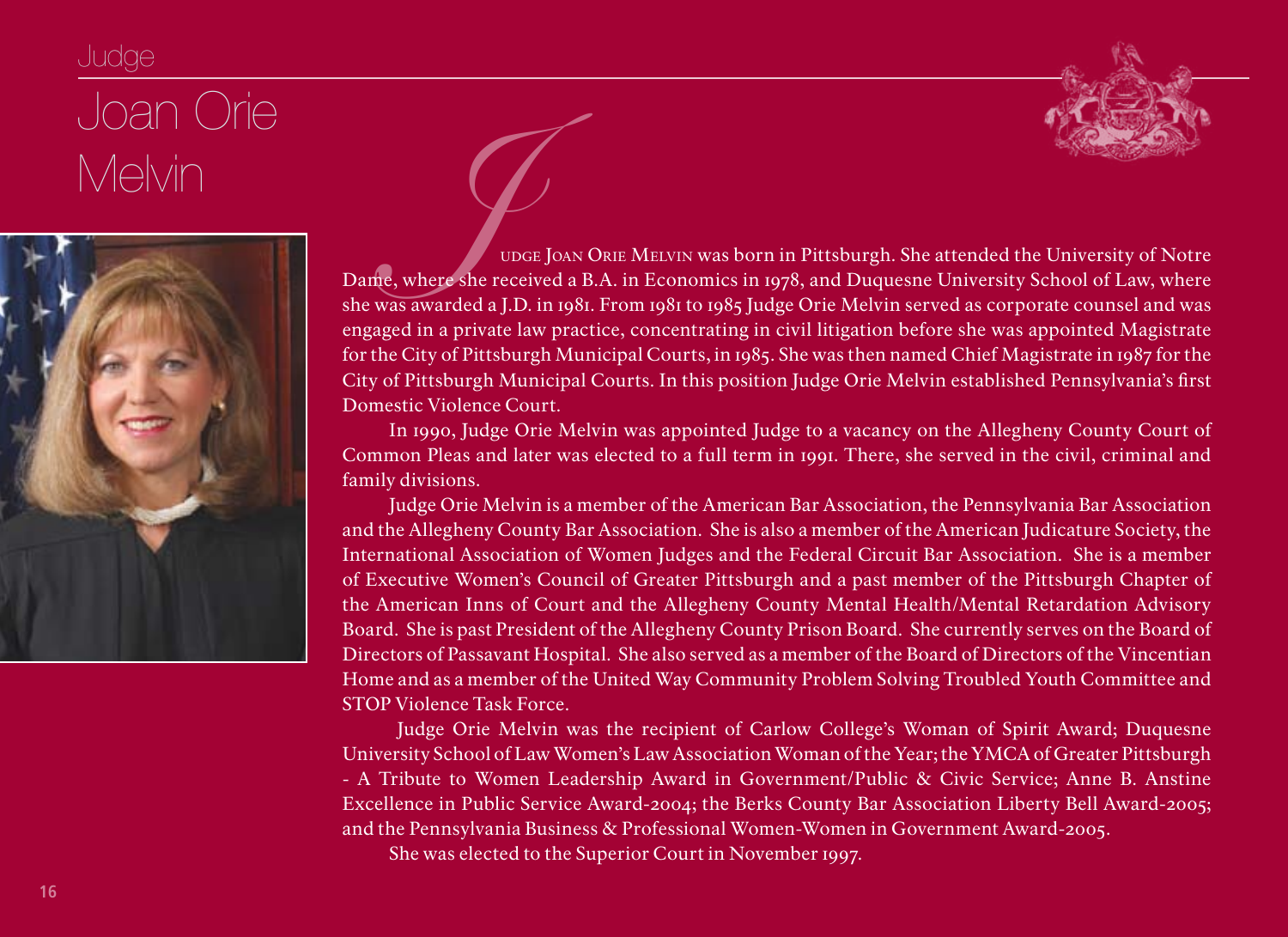Judge

# Joan Orie Melvin

Judge Joan Orie Melvin was born in Pittsburgh. She attended the University of Notre Dame, where she received a B.A. in Economics in 1978, and Duquesne University School of Law, where she was awarded a J.D. in 1981. From 1981 to 1985 Judge Orie Melvin served as corporate counsel and was engaged in a private law practice, concentrating in civil litigation before she was appointed Magistrate for the City of Pittsburgh Municipal Courts, in 1985. She was then named Chief Magistrate in 1987 for the City of Pittsburgh Municipal Courts. In this position Judge Orie Melvin established Pennsylvania's first Domestic Violence Court.

In 1990, Judge Orie Melvin was appointed Judge to a vacancy on the Allegheny County Court of Common Pleas and later was elected to a full term in 1991. There, she served in the civil, criminal and family divisions.

Judge Orie Melvin is a member of the American Bar Association, the Pennsylvania Bar Association and the Allegheny County Bar Association. She is also a member of the American Judicature Society, the International Association of Women Judges and the Federal Circuit Bar Association. She is a member of Executive Women's Council of Greater Pittsburgh and a past member of the Pittsburgh Chapter of the American Inns of Court and the Allegheny County Mental Health/Mental Retardation Advisory Board. She is past President of the Allegheny County Prison Board. She currently serves on the Board of Directors of Passavant Hospital. She also served as a member of the Board of Directors of the Vincentian Home and as a member of the United Way Community Problem Solving Troubled Youth Committee and STOP Violence Task Force.

Judge Orie Melvin was the recipient of Carlow College's Woman of Spirit Award; Duquesne University School of Law Women's Law Association Woman of the Year; the YMCA of Greater Pittsburgh - A Tribute to Women Leadership Award in Government/Public & Civic Service; Anne B. Anstine Excellence in Public Service Award-2004; the Berks County Bar Association Liberty Bell Award-2005; and the Pennsylvania Business & Professional Women-Women in Government Award-2005.

She was elected to the Superior Court in November 1997.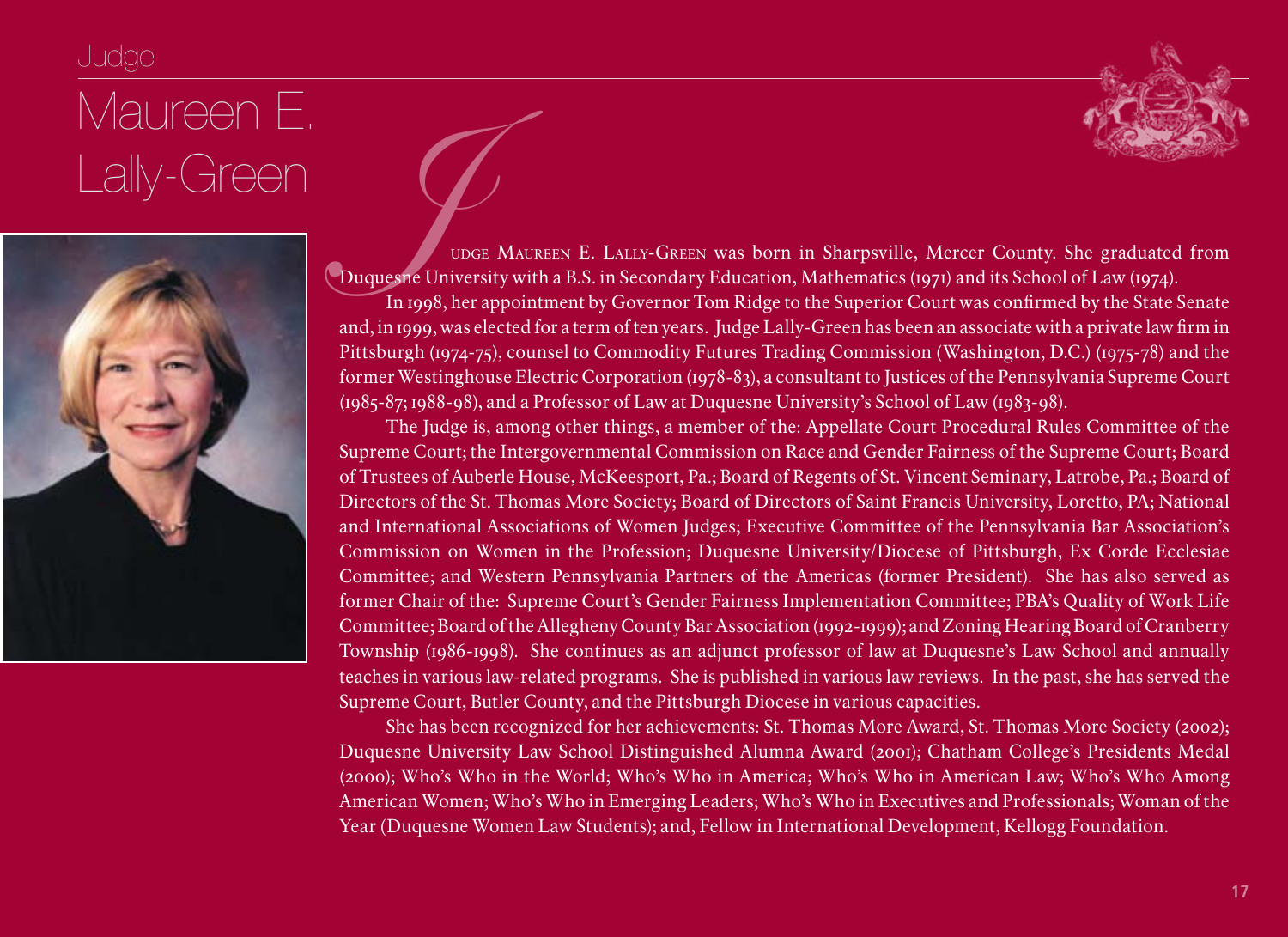Judge

# Maureen E. Lally-Green

Judge Maureen E. Lally-Green was born in Sharpsville, Mercer County. She graduated from Duquesne University with a B.S. in Secondary Education, Mathematics (1971) and its School of Law (1974).

In 1998, her appointment by Governor Tom Ridge to the Superior Court was confirmed by the State Senate and, in 1999, was elected for a term of ten years. Judge Lally-Green has been an associate with a private law firm in Pittsburgh (1974-75), counsel to Commodity Futures Trading Commission (Washington, D.C.) (1975-78) and the former Westinghouse Electric Corporation (1978-83), a consultant to Justices of the Pennsylvania Supreme Court (1985-87; 1988-98), and a Professor of Law at Duquesne University's School of Law (1983-98).

The Judge is, among other things, a member of the: Appellate Court Procedural Rules Committee of the Supreme Court; the Intergovernmental Commission on Race and Gender Fairness of the Supreme Court; Board of Trustees of Auberle House, McKeesport, Pa.; Board of Regents of St. Vincent Seminary, Latrobe, Pa.; Board of Directors of the St. Thomas More Society; Board of Directors of Saint Francis University, Loretto, PA; National and International Associations of Women Judges; Executive Committee of the Pennsylvania Bar Association's Commission on Women in the Profession; Duquesne University/Diocese of Pittsburgh, Ex Corde Ecclesiae Committee; and Western Pennsylvania Partners of the Americas (former President). She has also served as former Chair of the: Supreme Court's Gender Fairness Implementation Committee; PBA's Quality of Work Life Committee; Board of the Allegheny County Bar Association (1992-1999); and Zoning Hearing Board of Cranberry Township (1986-1998). She continues as an adjunct professor of law at Duquesne's Law School and annually teaches in various law-related programs. She is published in various law reviews. In the past, she has served the Supreme Court, Butler County, and the Pittsburgh Diocese in various capacities.

She has been recognized for her achievements: St. Thomas More Award, St. Thomas More Society (2002); Duquesne University Law School Distinguished Alumna Award (2001); Chatham College's Presidents Medal (2000); Who's Who in the World; Who's Who in America; Who's Who in American Law; Who's Who Among American Women; Who's Who in Emerging Leaders; Who's Who in Executives and Professionals; Woman of the Year (Duquesne Women Law Students); and, Fellow in International Development, Kellogg Foundation.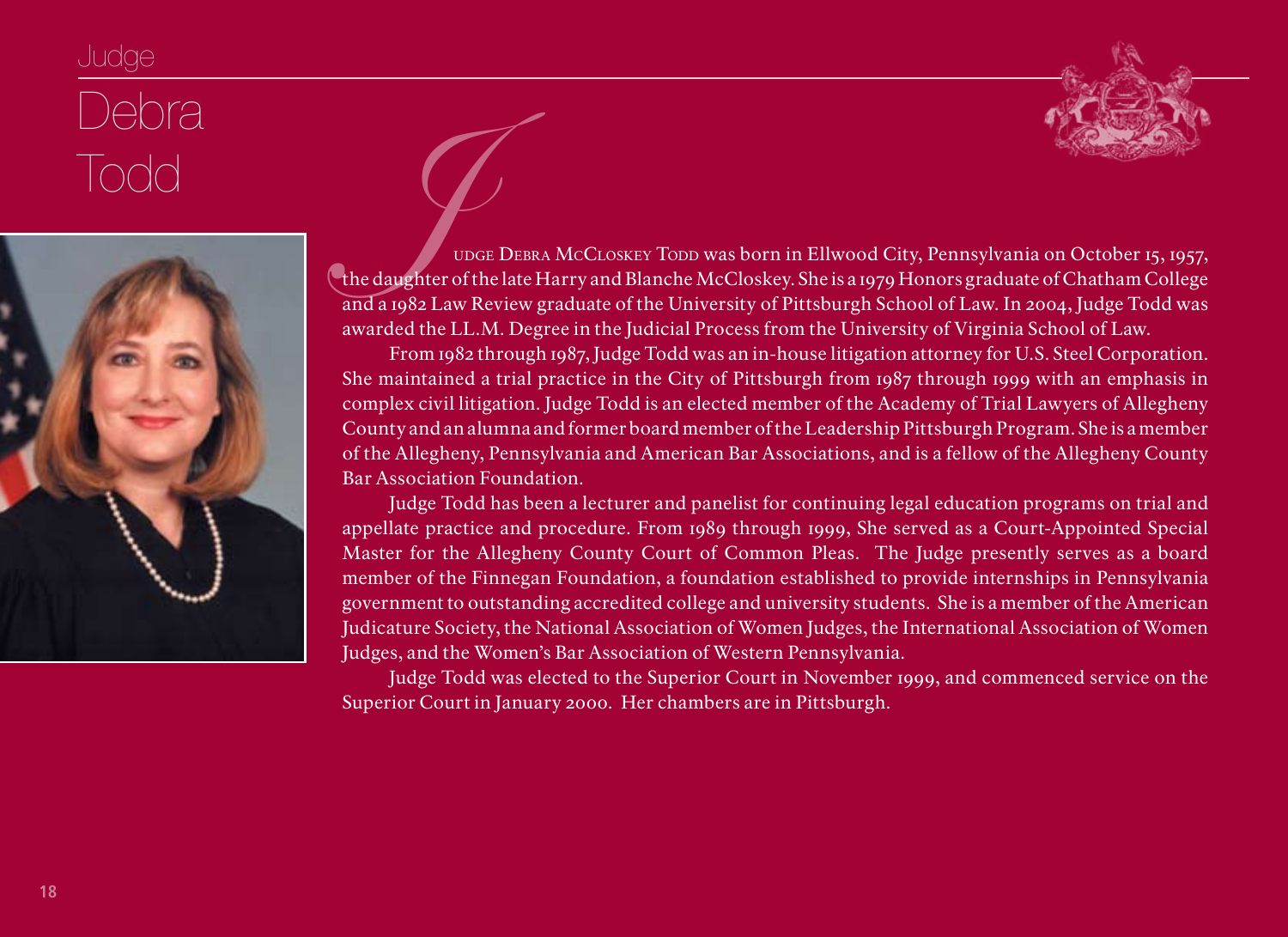# Judge Debra Todd

Judge Debra McCloskey Todd was born in Ellwood City, Pennsylvania on October 15, 1957, the daughter of the late Harry and Blanche McCloskey. She is a 1979 Honors graduate of Chatham College and a 1982 Law Review graduate of the University of Pittsburgh School of Law. In 2004, Judge Todd was awarded the LL.M. Degree in the Judicial Process from the University of Virginia School of Law.

From 1982 through 1987, Judge Todd was an in-house litigation attorney for U.S. Steel Corporation. She maintained a trial practice in the City of Pittsburgh from 1987 through 1999 with an emphasis in complex civil litigation. Judge Todd is an elected member of the Academy of Trial Lawyers of Allegheny County and an alumna and former board member of the Leadership Pittsburgh Program. She is a member of the Allegheny, Pennsylvania and American Bar Associations, and is a fellow of the Allegheny County Bar Association Foundation.

Judge Todd has been a lecturer and panelist for continuing legal education programs on trial and appellate practice and procedure. From 1989 through 1999, She served as a Court-Appointed Special Master for the Allegheny County Court of Common Pleas. The Judge presently serves as a board member of the Finnegan Foundation, a foundation established to provide internships in Pennsylvania government to outstanding accredited college and university students. She is a member of the American Judicature Society, the National Association of Women Judges, the International Association of Women Judges, and the Women's Bar Association of Western Pennsylvania.

Judge Todd was elected to the Superior Court in November 1999, and commenced service on the Superior Court in January 2000. Her chambers are in Pittsburgh.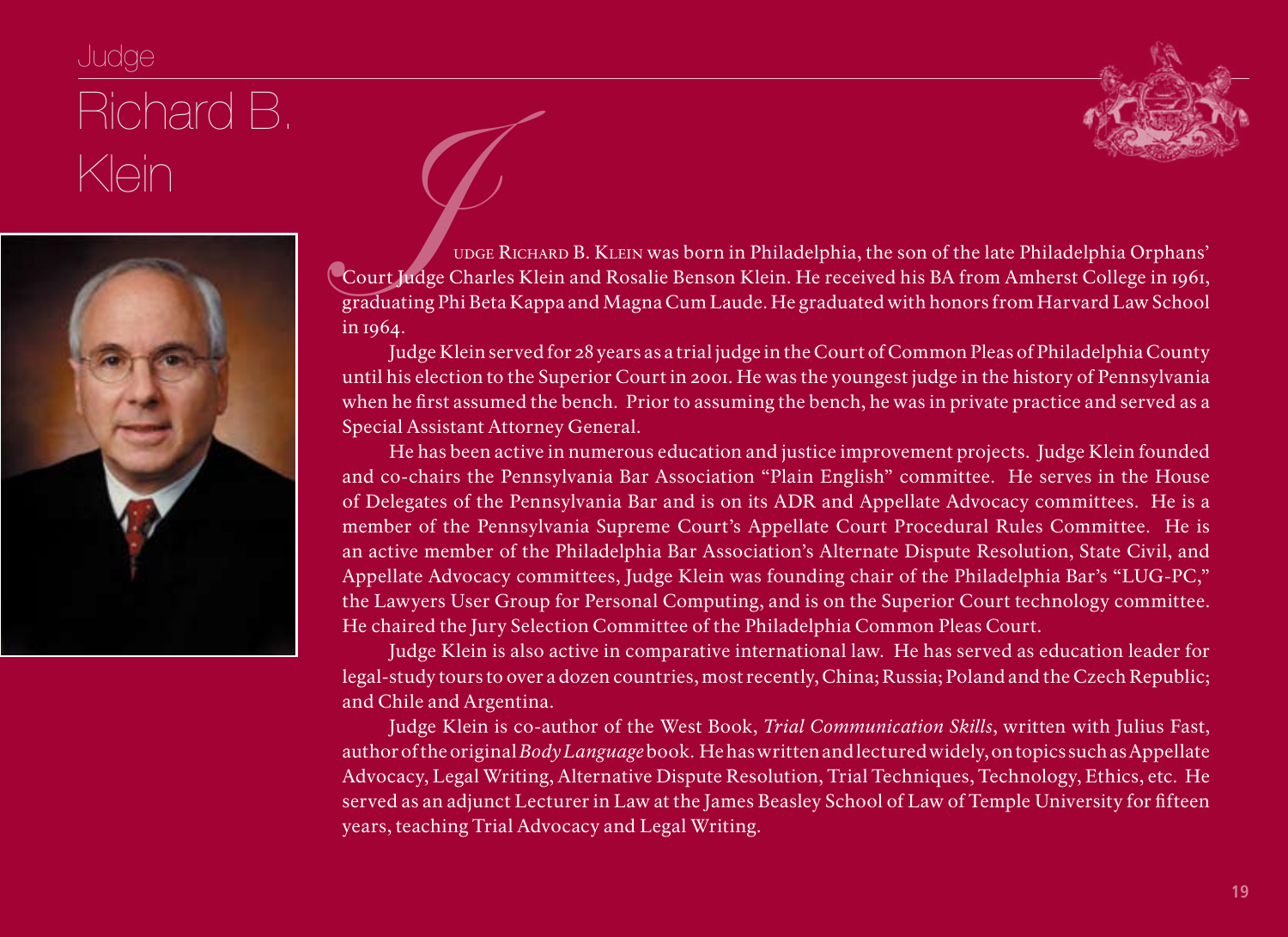# Judge Richard B. Klein

Judge Richard B. Klein was born in Philadelphia, the son of the late Philadelphia Orphans' Court Judge Charles Klein and Rosalie Benson Klein. He received his BA from Amherst College in 1961, graduating Phi Beta Kappa and Magna Cum Laude. He graduated with honors from Harvard Law School in 1964.

Judge Klein served for 28 years as a trial judge in the Court of Common Pleas of Philadelphia County until his election to the Superior Court in 2001. He was the youngest judge in the history of Pennsylvania when he first assumed the bench. Prior to assuming the bench, he was in private practice and served as a Special Assistant Attorney General.

He has been active in numerous education and justice improvement projects. Judge Klein founded and co-chairs the Pennsylvania Bar Association "Plain English" committee. He serves in the House of Delegates of the Pennsylvania Bar and is on its ADR and Appellate Advocacy committees. He is a member of the Pennsylvania Supreme Court's Appellate Court Procedural Rules Committee. He is an active member of the Philadelphia Bar Association's Alternate Dispute Resolution, State Civil, and Appellate Advocacy committees, Judge Klein was founding chair of the Philadelphia Bar's "LUG-PC," the Lawyers User Group for Personal Computing, and is on the Superior Court technology committee. He chaired the Jury Selection Committee of the Philadelphia Common Pleas Court.

Judge Klein is also active in comparative international law. He has served as education leader for legal-study tours to over a dozen countries, most recently, China; Russia; Poland and the Czech Republic; and Chile and Argentina.

Judge Klein is co-author of the West Book, *Trial Communication Skills*, written with Julius Fast, author of the original *Body Language* book. He has written and lectured widely, on topics such as Appellate Advocacy, Legal Writing, Alternative Dispute Resolution, Trial Techniques, Technology, Ethics, etc. He served as an adjunct Lecturer in Law at the James Beasley School of Law of Temple University for fifteen years, teaching Trial Advocacy and Legal Writing.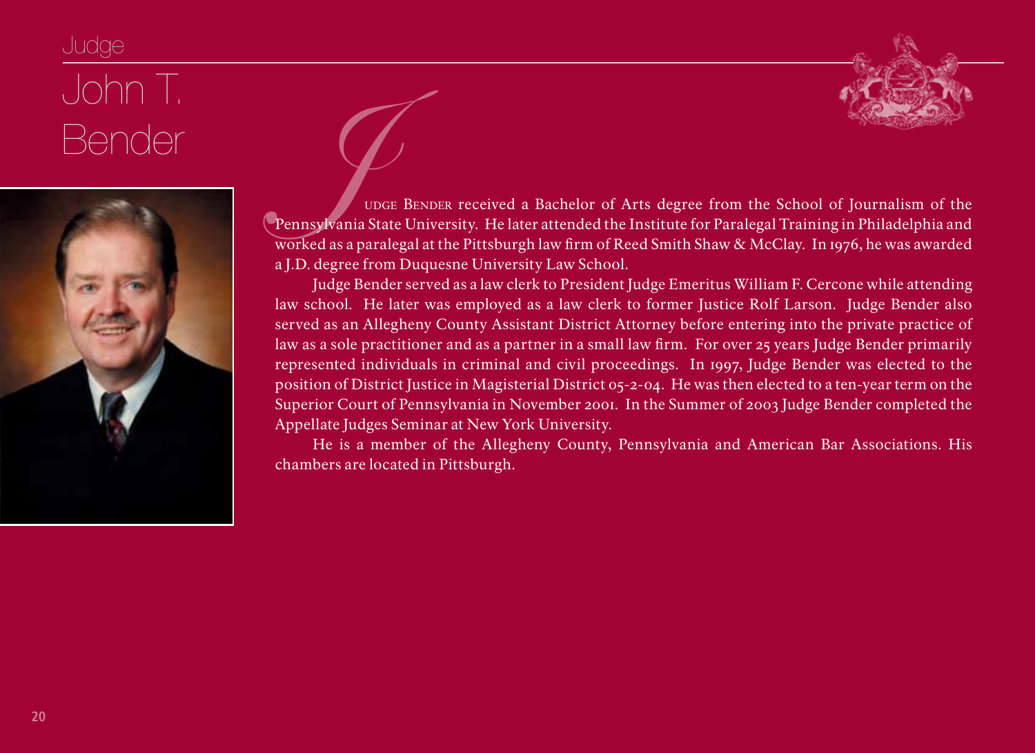Judge

# John T. Bender

Judge Bender received a Bachelor of Arts degree from the School of Journalism of the Pennsylvania State University. He later attended the Institute for Paralegal Training in Philadelphia and worked as a paralegal at the Pittsburgh law firm of Reed Smith Shaw & McClay. In 1976, he was awarded a J.D. degree from Duquesne University Law School.

Judge Bender served as a law clerk to President Judge Emeritus William F. Cercone while attending law school. He later was employed as a law clerk to former Justice Rolf Larson. Judge Bender also served as an Allegheny County Assistant District Attorney before entering into the private practice of law as a sole practitioner and as a partner in a small law firm. For over 25 years Judge Bender primarily represented individuals in criminal and civil proceedings. In 1997, Judge Bender was elected to the position of District Justice in Magisterial District 05-2-04. He was then elected to a ten-year term on the Superior Court of Pennsylvania in November 2001. In the Summer of 2003 Judge Bender completed the Appellate Judges Seminar at New York University.

He is a member of the Allegheny County, Pennsylvania and American Bar Associations. His chambers are located in Pittsburgh.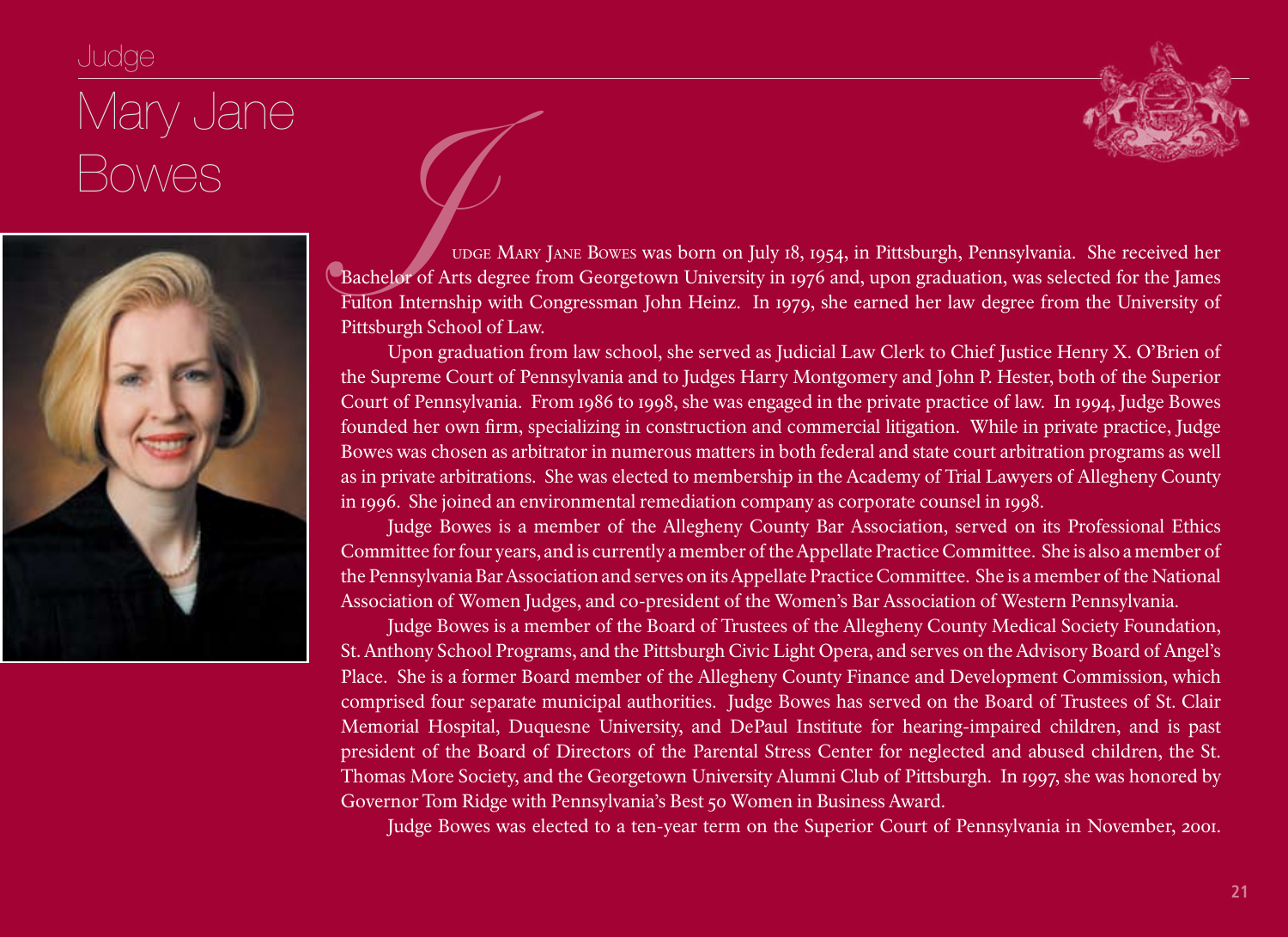Judge

# Mary Jane Bowes

Judge Mary Jane Bowes was born on July 18, 1954, in Pittsburgh, Pennsylvania. She received her Bachelor of Arts degree from Georgetown University in 1976 and, upon graduation, was selected for the James Fulton Internship with Congressman John Heinz. In 1979, she earned her law degree from the University of Pittsburgh School of Law.

Upon graduation from law school, she served as Judicial Law Clerk to Chief Justice Henry X. O'Brien of the Supreme Court of Pennsylvania and to Judges Harry Montgomery and John P. Hester, both of the Superior Court of Pennsylvania. From 1986 to 1998, she was engaged in the private practice of law. In 1994, Judge Bowes founded her own firm, specializing in construction and commercial litigation. While in private practice, Judge Bowes was chosen as arbitrator in numerous matters in both federal and state court arbitration programs as well as in private arbitrations. She was elected to membership in the Academy of Trial Lawyers of Allegheny County in 1996. She joined an environmental remediation company as corporate counsel in 1998.

Judge Bowes is a member of the Allegheny County Bar Association, served on its Professional Ethics Committee for four years, and is currently a member of the Appellate Practice Committee. She is also a member of the Pennsylvania Bar Association and serves on its Appellate Practice Committee. She is a member of the National Association of Women Judges, and co-president of the Women's Bar Association of Western Pennsylvania.

Judge Bowes is a member of the Board of Trustees of the Allegheny County Medical Society Foundation, St. Anthony School Programs, and the Pittsburgh Civic Light Opera, and serves on the Advisory Board of Angel's Place. She is a former Board member of the Allegheny County Finance and Development Commission, which comprised four separate municipal authorities. Judge Bowes has served on the Board of Trustees of St. Clair Memorial Hospital, Duquesne University, and DePaul Institute for hearing-impaired children, and is past president of the Board of Directors of the Parental Stress Center for neglected and abused children, the St. Thomas More Society, and the Georgetown University Alumni Club of Pittsburgh. In 1997, she was honored by Governor Tom Ridge with Pennsylvania's Best 50 Women in Business Award.

Judge Bowes was elected to a ten-year term on the Superior Court of Pennsylvania in November, 2001.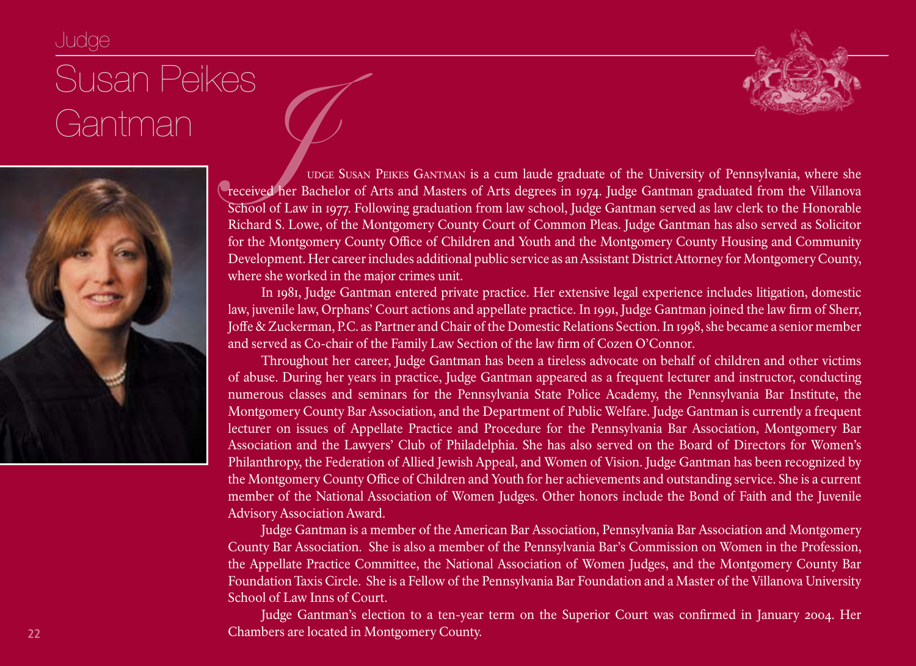Judge

# Susan Peikes Gantman

Judge Susan Peikes Gantman is a cum laude graduate of the University of Pennsylvania, where she received her Bachelor of Arts and Masters of Arts degrees in 1974. Judge Gantman graduated from the Villanova School of Law in 1977. Following graduation from law school, Judge Gantman served as law clerk to the Honorable Richard S. Lowe, of the Montgomery County Court of Common Pleas. Judge Gantman has also served as Solicitor for the Montgomery County Office of Children and Youth and the Montgomery County Housing and Community Development. Her career includes additional public service as an Assistant District Attorney for Montgomery County, where she worked in the major crimes unit.

In 1981, Judge Gantman entered private practice. Her extensive legal experience includes litigation, domestic law, juvenile law, Orphans' Court actions and appellate practice. In 1991, Judge Gantman joined the law firm of Sherr, Joffe & Zuckerman, P.C. as Partner and Chair of the Domestic Relations Section. In 1998, she became a senior member and served as Co-chair of the Family Law Section of the law firm of Cozen O'Connor.

Throughout her career, Judge Gantman has been a tireless advocate on behalf of children and other victims of abuse. During her years in practice, Judge Gantman appeared as a frequent lecturer and instructor, conducting numerous classes and seminars for the Pennsylvania State Police Academy, the Pennsylvania Bar Institute, the Montgomery County Bar Association, and the Department of Public Welfare. Judge Gantman is currently a frequent lecturer on issues of Appellate Practice and Procedure for the Pennsylvania Bar Association, Montgomery Bar Association and the Lawyers' Club of Philadelphia. She has also served on the Board of Directors for Women's Philanthropy, the Federation of Allied Jewish Appeal, and Women of Vision. Judge Gantman has been recognized by the Montgomery County Office of Children and Youth for her achievements and outstanding service. She is a current member of the National Association of Women Judges. Other honors include the Bond of Faith and the Juvenile Advisory Association Award.

Judge Gantman is a member of the American Bar Association, Pennsylvania Bar Association and Montgomery County Bar Association. She is also a member of the Pennsylvania Bar's Commission on Women in the Profession, the Appellate Practice Committee, the National Association of Women Judges, and the Montgomery County Bar Foundation Taxis Circle. She is a Fellow of the Pennsylvania Bar Foundation and a Master of the Villanova University School of Law Inns of Court.

Judge Gantman's election to a ten-year term on the Superior Court was confirmed in January 2004. Her Chambers are located in Montgomery County.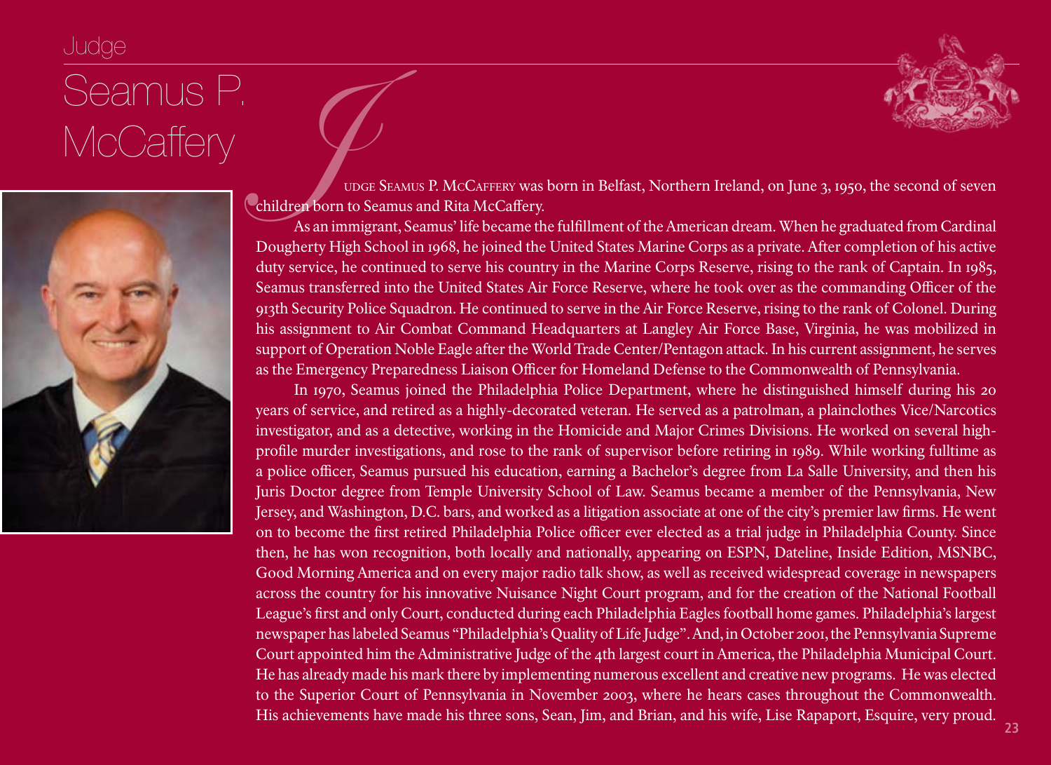Judge

# Seamus P. McCaffery

Judge Seamus P. McCaffery was born in Belfast, Northern Ireland, on June 3, 1950, the second of seven children born to Seamus and Rita McCaffery.

As an immigrant, Seamus' life became the fulfillment of the American dream. When he graduated from Cardinal Dougherty High School in 1968, he joined the United States Marine Corps as a private. After completion of his active duty service, he continued to serve his country in the Marine Corps Reserve, rising to the rank of Captain. In 1985, Seamus transferred into the United States Air Force Reserve, where he took over as the commanding Officer of the 913th Security Police Squadron. He continued to serve in the Air Force Reserve, rising to the rank of Colonel. During his assignment to Air Combat Command Headquarters at Langley Air Force Base, Virginia, he was mobilized in support of Operation Noble Eagle after the World Trade Center/Pentagon attack. In his current assignment, he serves as the Emergency Preparedness Liaison Officer for Homeland Defense to the Commonwealth of Pennsylvania.

In 1970, Seamus joined the Philadelphia Police Department, where he distinguished himself during his 20 years of service, and retired as a highly-decorated veteran. He served as a patrolman, a plainclothes Vice/Narcotics investigator, and as a detective, working in the Homicide and Major Crimes Divisions. He worked on several high-profile murder investigations, and rose to the rank of supervisor before retiring in 1989. While working fulltime as a police officer, Seamus pursued his education, earning a Bachelor's degree from La Salle University, and then his Juris Doctor degree from Temple University School of Law. Seamus became a member of the Pennsylvania, New Jersey, and Washington, D.C. bars, and worked as a litigation associate at one of the city's premier law firms. He went on to become the first retired Philadelphia Police officer ever elected as a trial judge in Philadelphia County. Since then, he has won recognition, both locally and nationally, appearing on ESPN, Dateline, Inside Edition, MSNBC, Good Morning America and on every major radio talk show, as well as received widespread coverage in newspapers across the country for his innovative Nuisance Night Court program, and for the creation of the National Football League's first and only Court, conducted during each Philadelphia Eagles football home games. Philadelphia's largest newspaper has labeled Seamus "Philadelphia's Quality of Life Judge". And, in October 2001, the Pennsylvania Supreme Court appointed him the Administrative Judge of the 4th largest court in America, the Philadelphia Municipal Court. He has already made his mark there by implementing numerous excellent and creative new programs. He was elected to the Superior Court of Pennsylvania in November 2003, where he hears cases throughout the Commonwealth. His achievements have made his three sons, Sean, Jim, and Brian, and his wife, Lise Rapaport, Esquire, very proud.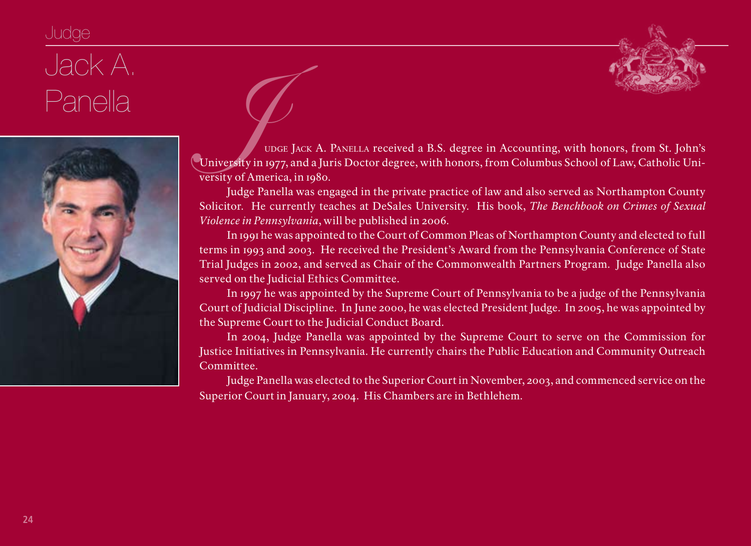Judge

# Jack A. Panella

Judge Jack A. Panella received a B.S. degree in Accounting, with honors, from St. John's University in 1977, and a Juris Doctor degree, with honors, from Columbus School of Law, Catholic University of America, in 1980.

Judge Panella was engaged in the private practice of law and also served as Northampton County Solicitor. He currently teaches at DeSales University. His book, *The Benchbook on Crimes of Sexual Violence in Pennsylvania*, will be published in 2006.

In 1991 he was appointed to the Court of Common Pleas of Northampton County and elected to full terms in 1993 and 2003. He received the President's Award from the Pennsylvania Conference of State Trial Judges in 2002, and served as Chair of the Commonwealth Partners Program. Judge Panella also served on the Judicial Ethics Committee.

In 1997 he was appointed by the Supreme Court of Pennsylvania to be a judge of the Pennsylvania Court of Judicial Discipline. In June 2000, he was elected President Judge. In 2005, he was appointed by the Supreme Court to the Judicial Conduct Board.

In 2004, Judge Panella was appointed by the Supreme Court to serve on the Commission for Justice Initiatives in Pennsylvania. He currently chairs the Public Education and Community Outreach Committee.

Judge Panella was elected to the Superior Court in November, 2003, and commenced service on the Superior Court in January, 2004. His Chambers are in Bethlehem.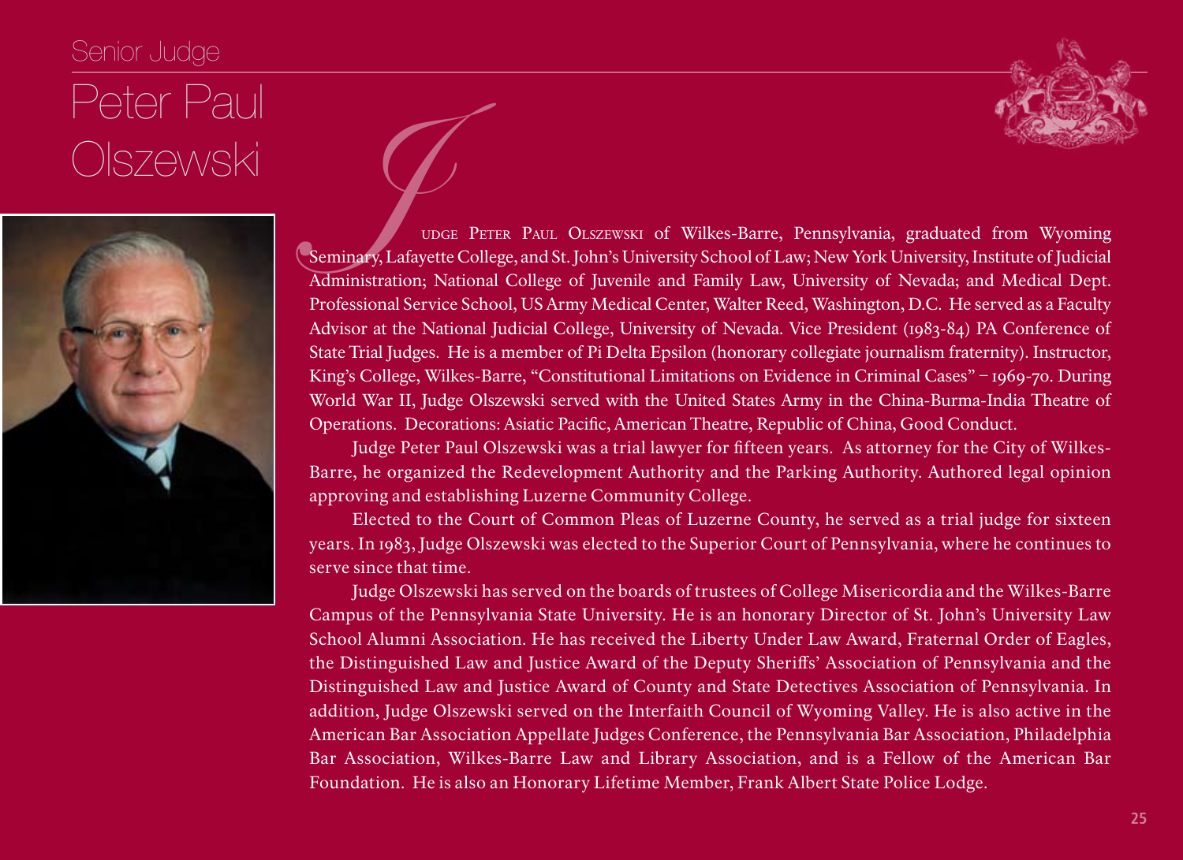Senior Judge

# Peter Paul Olszewski

Judge Peter Paul Olszewski of Wilkes-Barre, Pennsylvania, graduated from Wyoming Seminary, Lafayette College, and St. John's University School of Law; New York University, Institute of Judicial Administration; National College of Juvenile and Family Law, University of Nevada; and Medical Dept. Professional Service School, US Army Medical Center, Walter Reed, Washington, D.C. He served as a Faculty Advisor at the National Judicial College, University of Nevada. Vice President (1983-84) PA Conference of State Trial Judges. He is a member of Pi Delta Epsilon (honorary collegiate journalism fraternity). Instructor, King's College, Wilkes-Barre, "Constitutional Limitations on Evidence in Criminal Cases" – 1969-70. During World War II, Judge Olszewski served with the United States Army in the China-Burma-India Theatre of Operations. Decorations: Asiatic Pacific, American Theatre, Republic of China, Good Conduct.

Judge Peter Paul Olszewski was a trial lawyer for fifteen years. As attorney for the City of Wilkes-Barre, he organized the Redevelopment Authority and the Parking Authority. Authored legal opinion approving and establishing Luzerne Community College.

Elected to the Court of Common Pleas of Luzerne County, he served as a trial judge for sixteen years. In 1983, Judge Olszewski was elected to the Superior Court of Pennsylvania, where he continues to serve since that time.

Judge Olszewski has served on the boards of trustees of College Misericordia and the Wilkes-Barre Campus of the Pennsylvania State University. He is an honorary Director of St. John's University Law School Alumni Association. He has received the Liberty Under Law Award, Fraternal Order of Eagles, the Distinguished Law and Justice Award of the Deputy Sheriffs' Association of Pennsylvania and the Distinguished Law and Justice Award of County and State Detectives Association of Pennsylvania. In addition, Judge Olszewski served on the Interfaith Council of Wyoming Valley. He is also active in the American Bar Association Appellate Judges Conference, the Pennsylvania Bar Association, Philadelphia Bar Association, Wilkes-Barre Law and Library Association, and is a Fellow of the American Bar Foundation. He is also an Honorary Lifetime Member, Frank Albert State Police Lodge.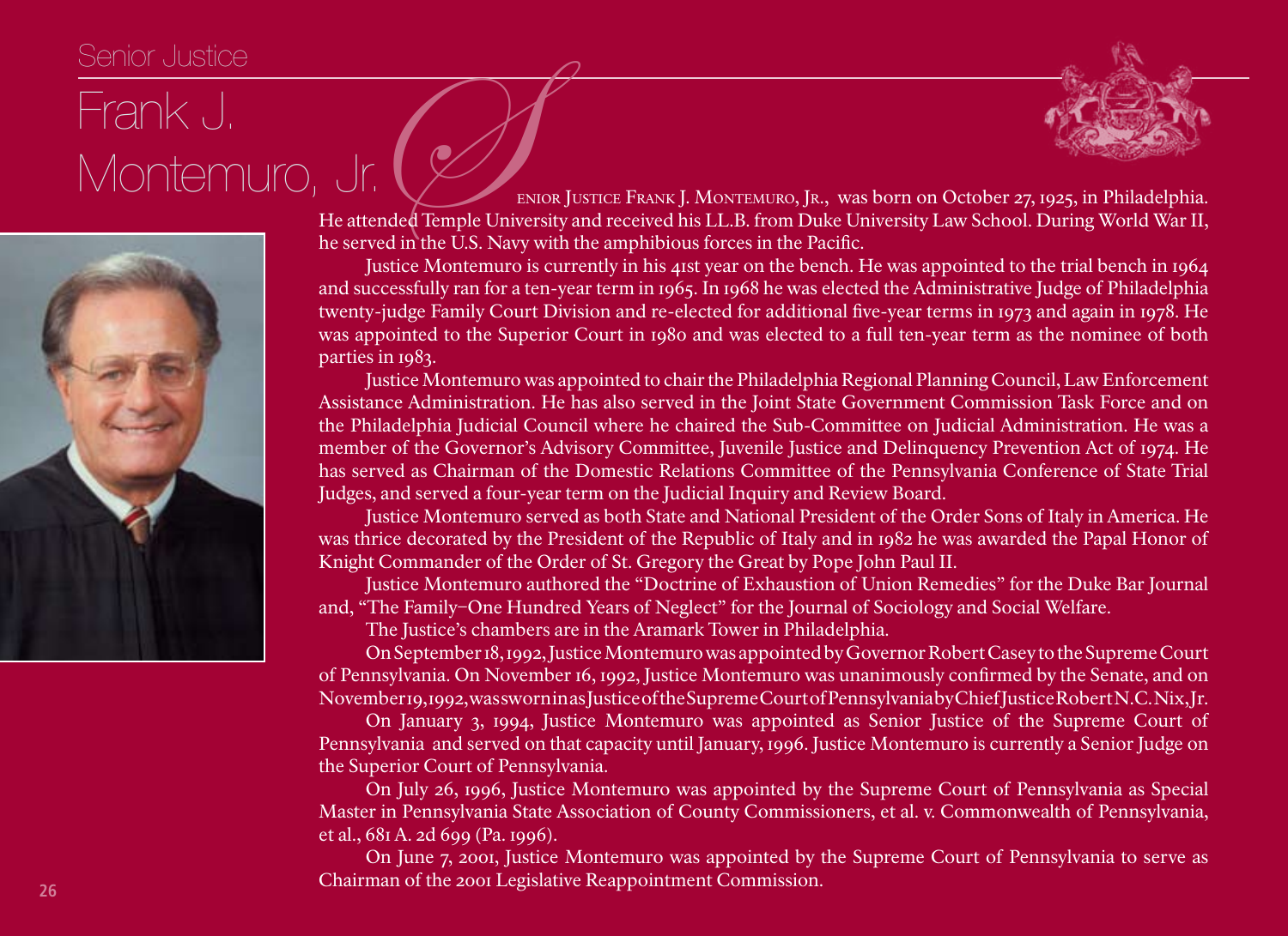Senior Justice

# Frank J. Montemuro, Jr.

Senior Justice Frank J. Montemuro, Jr., was born on October 27, 1925, in Philadelphia. He attended Temple University and received his LL.B. from Duke University Law School. During World War II, he served in the U.S. Navy with the amphibious forces in the Pacific.

Justice Montemuro is currently in his 41st year on the bench. He was appointed to the trial bench in 1964 and successfully ran for a ten-year term in 1965. In 1968 he was elected the Administrative Judge of Philadelphia twenty-judge Family Court Division and re-elected for additional five-year terms in 1973 and again in 1978. He was appointed to the Superior Court in 1980 and was elected to a full ten-year term as the nominee of both parties in 1983.

Justice Montemuro was appointed to chair the Philadelphia Regional Planning Council, Law Enforcement Assistance Administration. He has also served in the Joint State Government Commission Task Force and on the Philadelphia Judicial Council where he chaired the Sub-Committee on Judicial Administration. He was a member of the Governor's Advisory Committee, Juvenile Justice and Delinquency Prevention Act of 1974. He has served as Chairman of the Domestic Relations Committee of the Pennsylvania Conference of State Trial Judges, and served a four-year term on the Judicial Inquiry and Review Board.

Justice Montemuro served as both State and National President of the Order Sons of Italy in America. He was thrice decorated by the President of the Republic of Italy and in 1982 he was awarded the Papal Honor of Knight Commander of the Order of St. Gregory the Great by Pope John Paul II.

Justice Montemuro authored the "Doctrine of Exhaustion of Union Remedies" for the Duke Bar Journal and, "The Family–One Hundred Years of Neglect" for the Journal of Sociology and Social Welfare.

The Justice's chambers are in the Aramark Tower in Philadelphia.

On September 18, 1992, Justice Montemuro was appointed by Governor Robert Casey to the Supreme Court of Pennsylvania. On November 16, 1992, Justice Montemuro was unanimously confirmed by the Senate, and on November 19, 1992, was sworn in as Justice of the Supreme Court of Pennsylvania by Chief Justice Robert N. C. Nix, Jr.

On January 3, 1994, Justice Montemuro was appointed as Senior Justice of the Supreme Court of Pennsylvania and served on that capacity until January, 1996. Justice Montemuro is currently a Senior Judge on the Superior Court of Pennsylvania.

On July 26, 1996, Justice Montemuro was appointed by the Supreme Court of Pennsylvania as Special Master in Pennsylvania State Association of County Commissioners, et al. v. Commonwealth of Pennsylvania, et al., 681 A. 2d 699 (Pa. 1996).

On June 7, 2001, Justice Montemuro was appointed by the Supreme Court of Pennsylvania to serve as Chairman of the 2001 Legislative Reappointment Commission.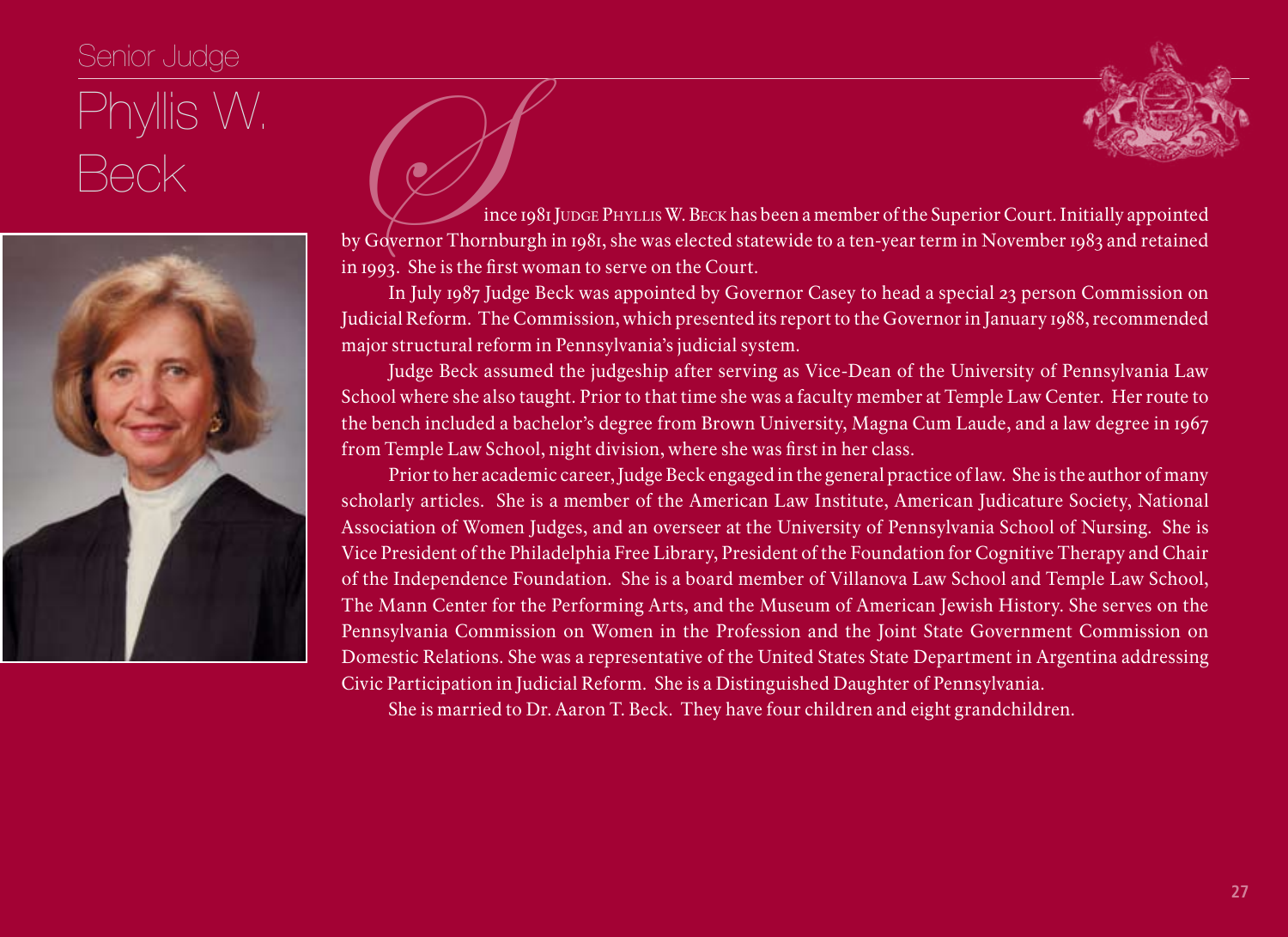Senior Judge

# Phyllis W. Beck

Since 1981 Judge Phyllis W. Beck has been a member of the Superior Court. Initially appointed by Governor Thornburgh in 1981, she was elected statewide to a ten-year term in November 1983 and retained in 1993. She is the first woman to serve on the Court.

In July 1987 Judge Beck was appointed by Governor Casey to head a special 23 person Commission on Judicial Reform. The Commission, which presented its report to the Governor in January 1988, recommended major structural reform in Pennsylvania's judicial system.

Judge Beck assumed the judgeship after serving as Vice-Dean of the University of Pennsylvania Law School where she also taught. Prior to that time she was a faculty member at Temple Law Center. Her route to the bench included a bachelor's degree from Brown University, Magna Cum Laude, and a law degree in 1967 from Temple Law School, night division, where she was first in her class.

Prior to her academic career, Judge Beck engaged in the general practice of law. She is the author of many scholarly articles. She is a member of the American Law Institute, American Judicature Society, National Association of Women Judges, and an overseer at the University of Pennsylvania School of Nursing. She is Vice President of the Philadelphia Free Library, President of the Foundation for Cognitive Therapy and Chair of the Independence Foundation. She is a board member of Villanova Law School and Temple Law School, The Mann Center for the Performing Arts, and the Museum of American Jewish History. She serves on the Pennsylvania Commission on Women in the Profession and the Joint State Government Commission on Domestic Relations. She was a representative of the United States State Department in Argentina addressing Civic Participation in Judicial Reform. She is a Distinguished Daughter of Pennsylvania.

She is married to Dr. Aaron T. Beck. They have four children and eight grandchildren.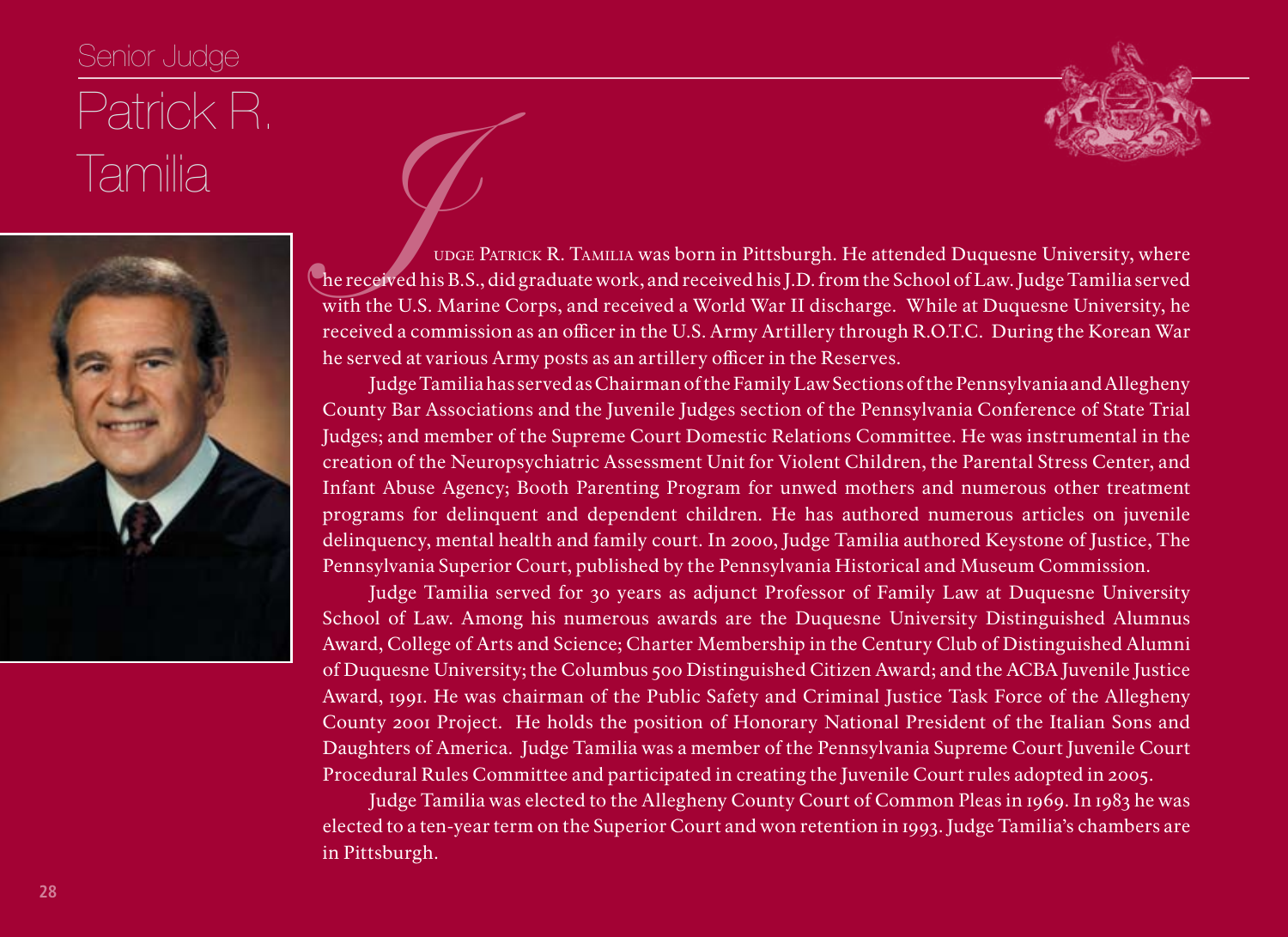Senior Judge

# Patrick R. Tamilia

Judge Patrick R. Tamilia was born in Pittsburgh. He attended Duquesne University, where he received his B.S., did graduate work, and received his J.D. from the School of Law. Judge Tamilia served with the U.S. Marine Corps, and received a World War II discharge. While at Duquesne University, he received a commission as an officer in the U.S. Army Artillery through R.O.T.C. During the Korean War he served at various Army posts as an artillery officer in the Reserves.

Judge Tamilia has served as Chairman of the Family Law Sections of the Pennsylvania and Allegheny County Bar Associations and the Juvenile Judges section of the Pennsylvania Conference of State Trial Judges; and member of the Supreme Court Domestic Relations Committee. He was instrumental in the creation of the Neuropsychiatric Assessment Unit for Violent Children, the Parental Stress Center, and Infant Abuse Agency; Booth Parenting Program for unwed mothers and numerous other treatment programs for delinquent and dependent children. He has authored numerous articles on juvenile delinquency, mental health and family court. In 2000, Judge Tamilia authored Keystone of Justice, The Pennsylvania Superior Court, published by the Pennsylvania Historical and Museum Commission.

Judge Tamilia served for 30 years as adjunct Professor of Family Law at Duquesne University School of Law. Among his numerous awards are the Duquesne University Distinguished Alumnus Award, College of Arts and Science; Charter Membership in the Century Club of Distinguished Alumni of Duquesne University; the Columbus 500 Distinguished Citizen Award; and the ACBA Juvenile Justice Award, 1991. He was chairman of the Public Safety and Criminal Justice Task Force of the Allegheny County 2001 Project. He holds the position of Honorary National President of the Italian Sons and Daughters of America. Judge Tamilia was a member of the Pennsylvania Supreme Court Juvenile Court Procedural Rules Committee and participated in creating the Juvenile Court rules adopted in 2005.

Judge Tamilia was elected to the Allegheny County Court of Common Pleas in 1969. In 1983 he was elected to a ten-year term on the Superior Court and won retention in 1993. Judge Tamilia's chambers are in Pittsburgh.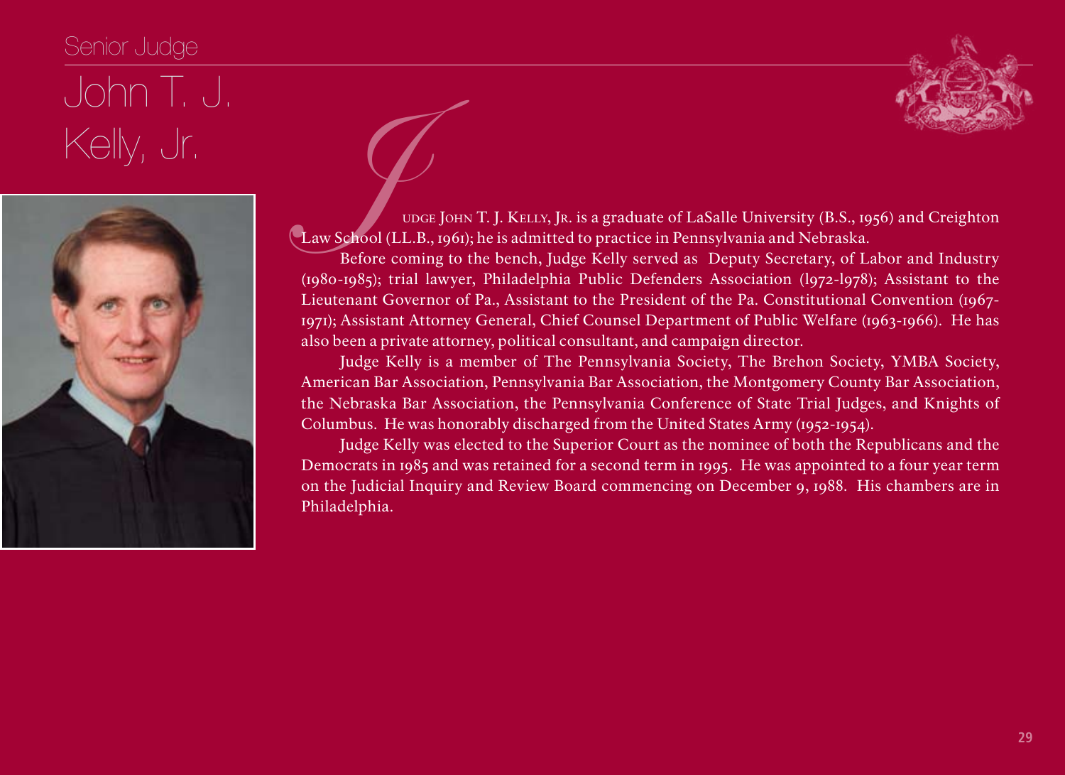Senior Judge

# John T. J. Kelly, Jr.

Judge John T. J. Kelly, Jr. is a graduate of LaSalle University (B.S., 1956) and Creighton Law School (LL.B., 1961); he is admitted to practice in Pennsylvania and Nebraska.

Before coming to the bench, Judge Kelly served as Deputy Secretary, of Labor and Industry (1980-1985); trial lawyer, Philadelphia Public Defenders Association (l972-l978); Assistant to the Lieutenant Governor of Pa., Assistant to the President of the Pa. Constitutional Convention (1967-1971); Assistant Attorney General, Chief Counsel Department of Public Welfare (1963-1966). He has also been a private attorney, political consultant, and campaign director.

Judge Kelly is a member of The Pennsylvania Society, The Brehon Society, YMBA Society, American Bar Association, Pennsylvania Bar Association, the Montgomery County Bar Association, the Nebraska Bar Association, the Pennsylvania Conference of State Trial Judges, and Knights of Columbus. He was honorably discharged from the United States Army (1952-1954).

Judge Kelly was elected to the Superior Court as the nominee of both the Republicans and the Democrats in 1985 and was retained for a second term in 1995. He was appointed to a four year term on the Judicial Inquiry and Review Board commencing on December 9, 1988. His chambers are in Philadelphia.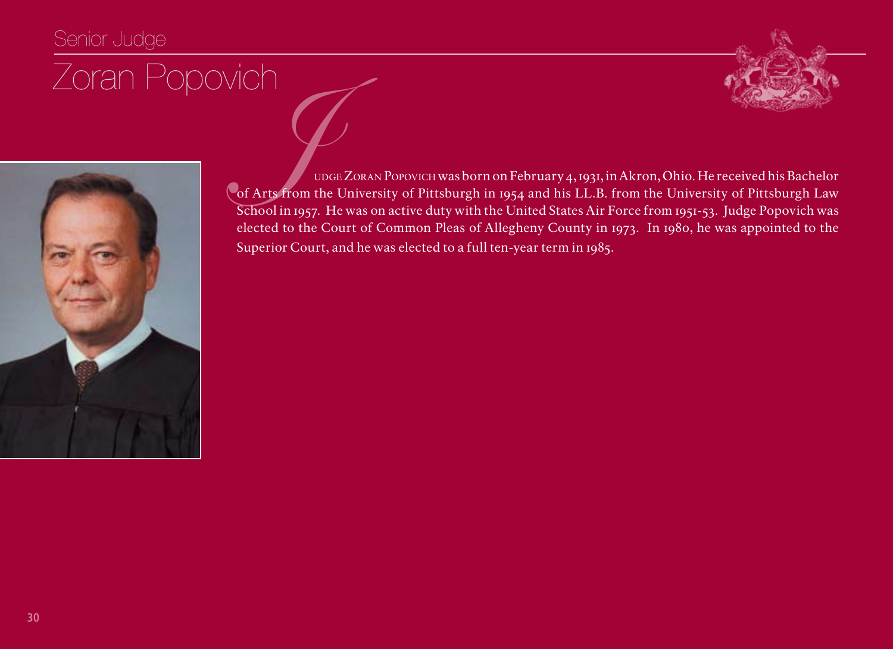Senior Judge

# Zoran Popovich

Judge Zoran Popovich was born on February 4, 1931, in Akron, Ohio. He received his Bachelor of Arts from the University of Pittsburgh in 1954 and his LL.B. from the University of Pittsburgh Law School in 1957. He was on active duty with the United States Air Force from 1951-53. Judge Popovich was elected to the Court of Common Pleas of Allegheny County in 1973. In 1980, he was appointed to the Superior Court, and he was elected to a full ten-year term in 1985.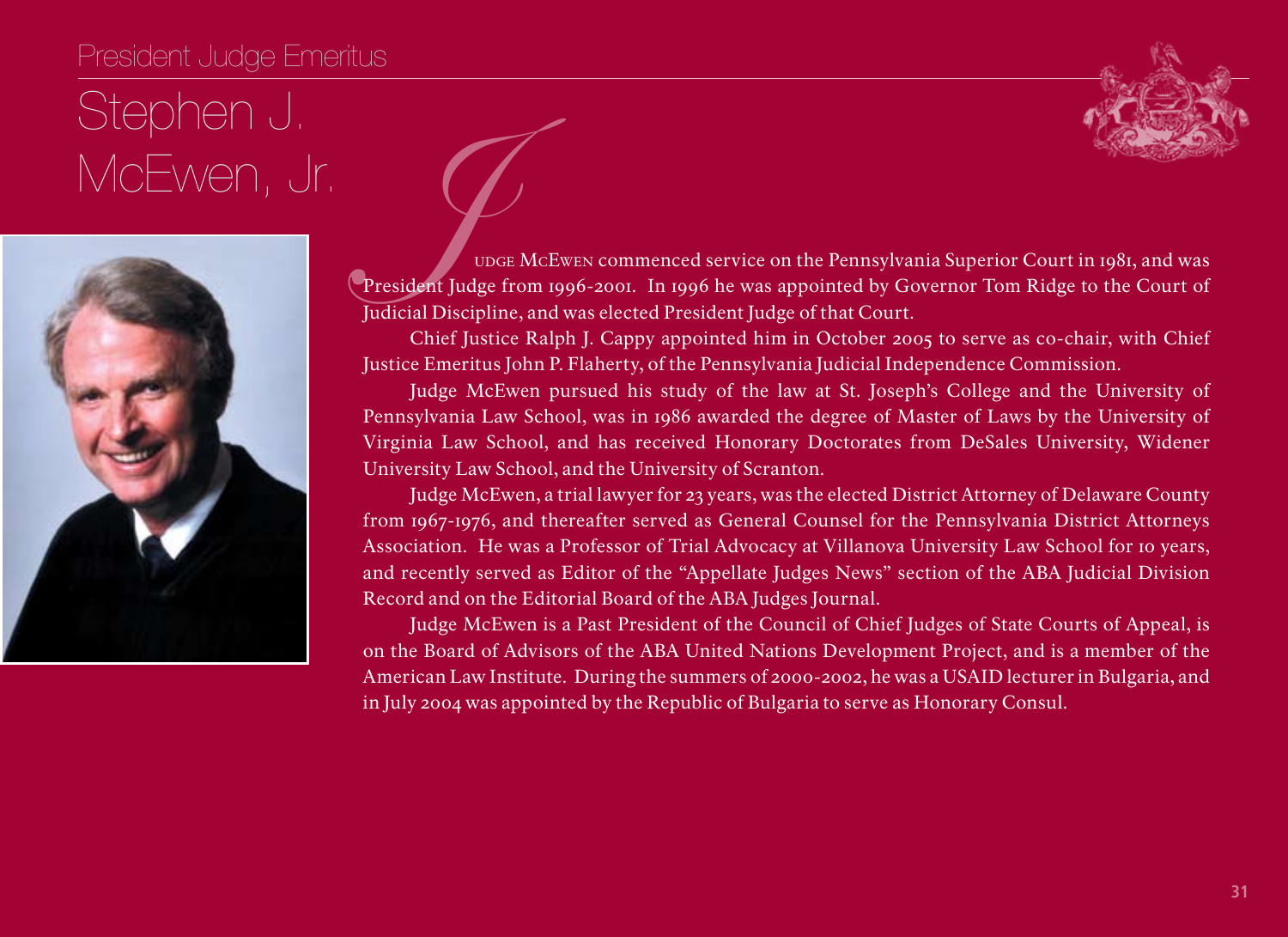President Judge Emeritus

# Stephen J. McEwen, Jr.

Judge McEwen commenced service on the Pennsylvania Superior Court in 1981, and was President Judge from 1996-2001. In 1996 he was appointed by Governor Tom Ridge to the Court of Judicial Discipline, and was elected President Judge of that Court.

Chief Justice Ralph J. Cappy appointed him in October 2005 to serve as co-chair, with Chief Justice Emeritus John P. Flaherty, of the Pennsylvania Judicial Independence Commission.

Judge McEwen pursued his study of the law at St. Joseph's College and the University of Pennsylvania Law School, was in 1986 awarded the degree of Master of Laws by the University of Virginia Law School, and has received Honorary Doctorates from DeSales University, Widener University Law School, and the University of Scranton.

Judge McEwen, a trial lawyer for 23 years, was the elected District Attorney of Delaware County from 1967-1976, and thereafter served as General Counsel for the Pennsylvania District Attorneys Association. He was a Professor of Trial Advocacy at Villanova University Law School for 10 years, and recently served as Editor of the "Appellate Judges News" section of the ABA Judicial Division Record and on the Editorial Board of the ABA Judges Journal.

Judge McEwen is a Past President of the Council of Chief Judges of State Courts of Appeal, is on the Board of Advisors of the ABA United Nations Development Project, and is a member of the American Law Institute. During the summers of 2000-2002, he was a USAID lecturer in Bulgaria, and in July 2004 was appointed by the Republic of Bulgaria to serve as Honorary Consul.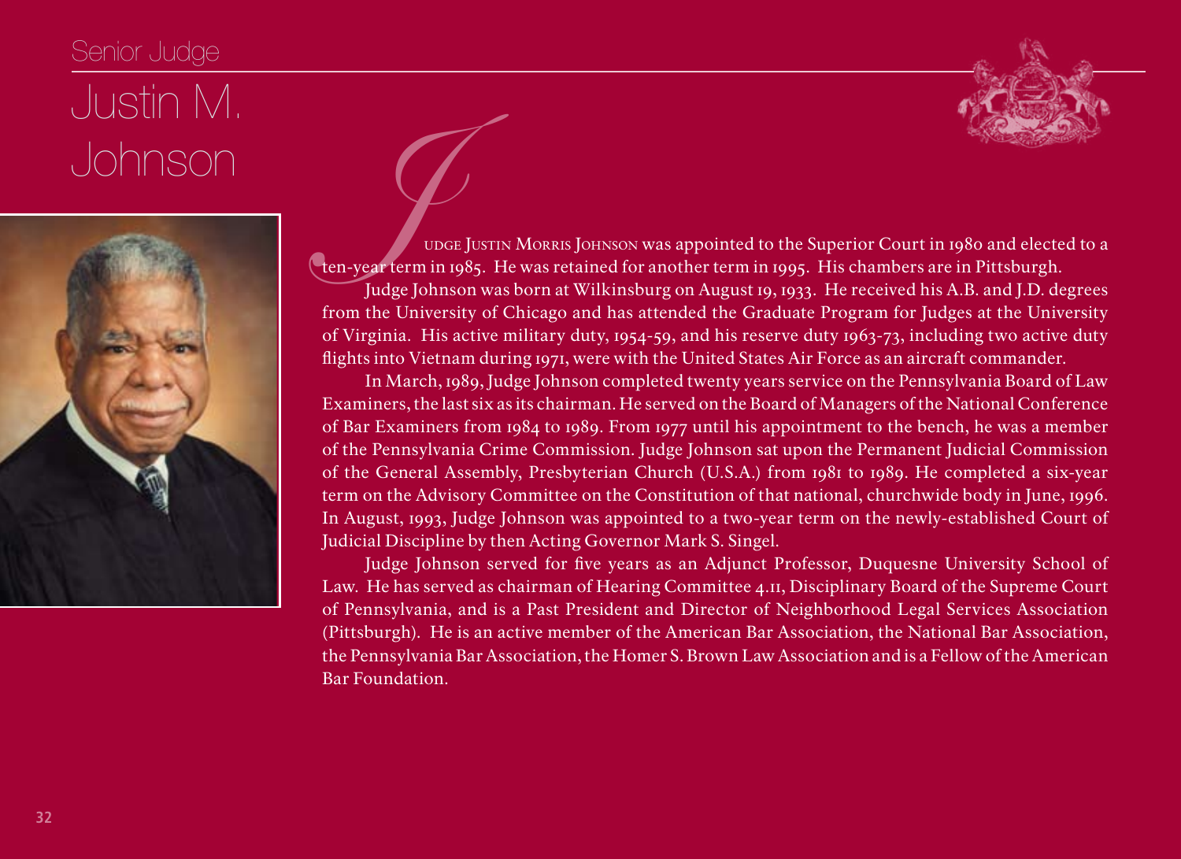Senior Judge

# Justin M. Johnson

Judge Justin Morris Johnson was appointed to the Superior Court in 1980 and elected to a ten-year term in 1985. He was retained for another term in 1995. His chambers are in Pittsburgh.

Judge Johnson was born at Wilkinsburg on August 19, 1933. He received his A.B. and J.D. degrees from the University of Chicago and has attended the Graduate Program for Judges at the University of Virginia. His active military duty, 1954-59, and his reserve duty 1963-73, including two active duty flights into Vietnam during 1971, were with the United States Air Force as an aircraft commander.

In March, 1989, Judge Johnson completed twenty years service on the Pennsylvania Board of Law Examiners, the last six as its chairman. He served on the Board of Managers of the National Conference of Bar Examiners from 1984 to 1989. From 1977 until his appointment to the bench, he was a member of the Pennsylvania Crime Commission. Judge Johnson sat upon the Permanent Judicial Commission of the General Assembly, Presbyterian Church (U.S.A.) from 1981 to 1989. He completed a six-year term on the Advisory Committee on the Constitution of that national, churchwide body in June, 1996. In August, 1993, Judge Johnson was appointed to a two-year term on the newly-established Court of Judicial Discipline by then Acting Governor Mark S. Singel.

Judge Johnson served for five years as an Adjunct Professor, Duquesne University School of Law. He has served as chairman of Hearing Committee 4.11, Disciplinary Board of the Supreme Court of Pennsylvania, and is a Past President and Director of Neighborhood Legal Services Association (Pittsburgh). He is an active member of the American Bar Association, the National Bar Association, the Pennsylvania Bar Association, the Homer S. Brown Law Association and is a Fellow of the American Bar Foundation.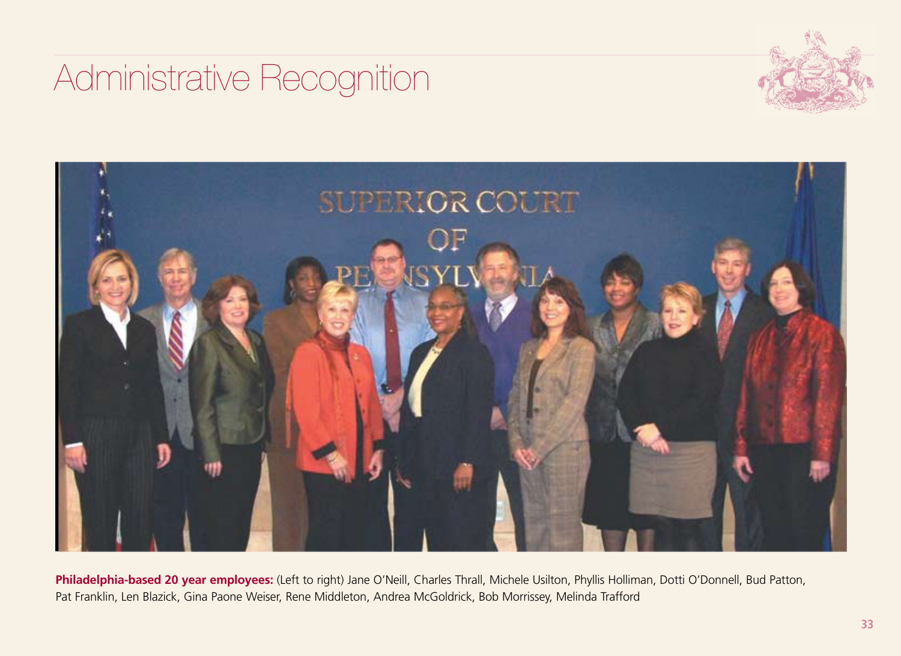# Administrative Recognition

**Philadelphia-based 20 year employees:** (Left to right) Jane O'Neill, Charles Thrall, Michele Usilton, Phyllis Holliman, Dotti O'Donnell, Bud Patton, Pat Franklin, Len Blazick, Gina Paone Weiser, Rene Middleton, Andrea McGoldrick, Bob Morrissey, Melinda Trafford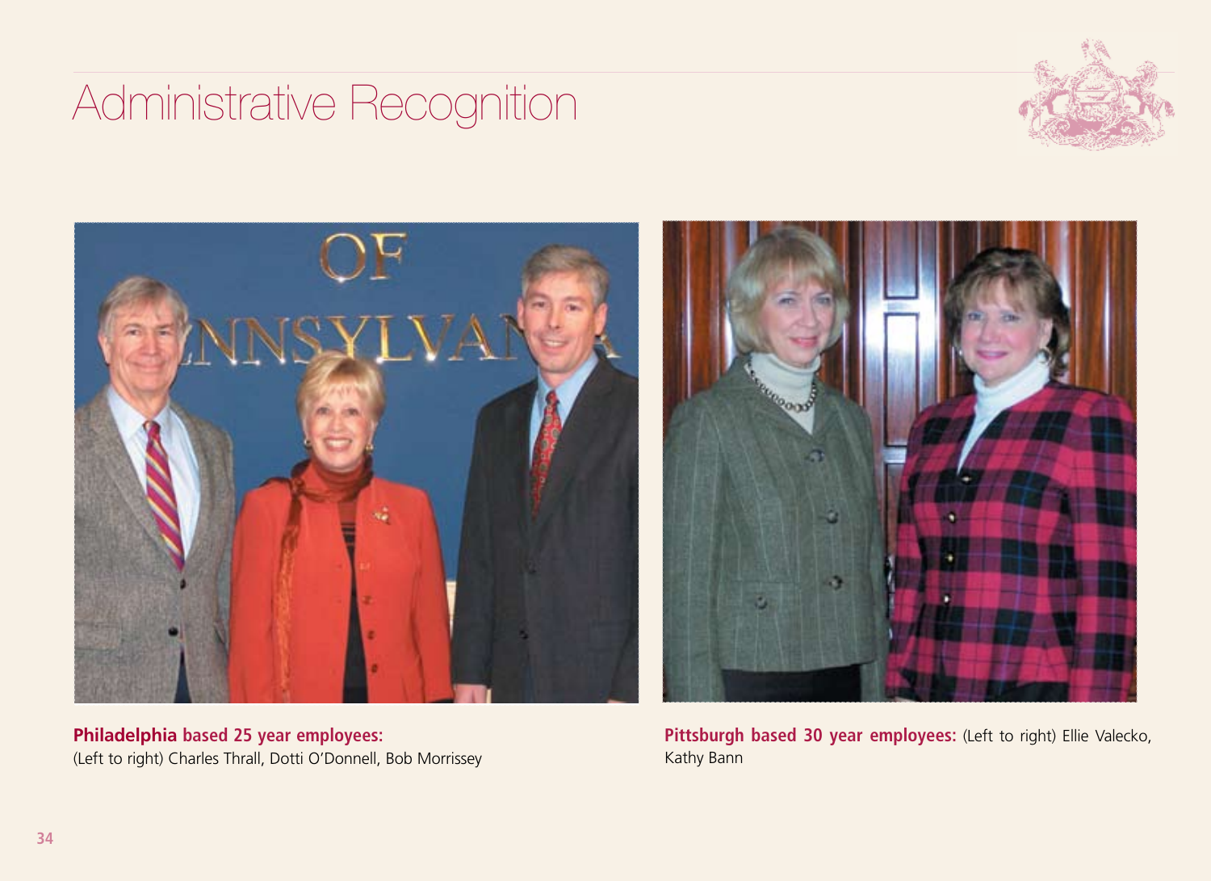# Administrative Recognition

**Philadelphia based 25 year employees:**
(Left to right) Charles Thrall, Dotti O'Donnell, Bob Morrissey

**Pittsburgh based 30 year employees:** (Left to right) Ellie Valecko, Kathy Bann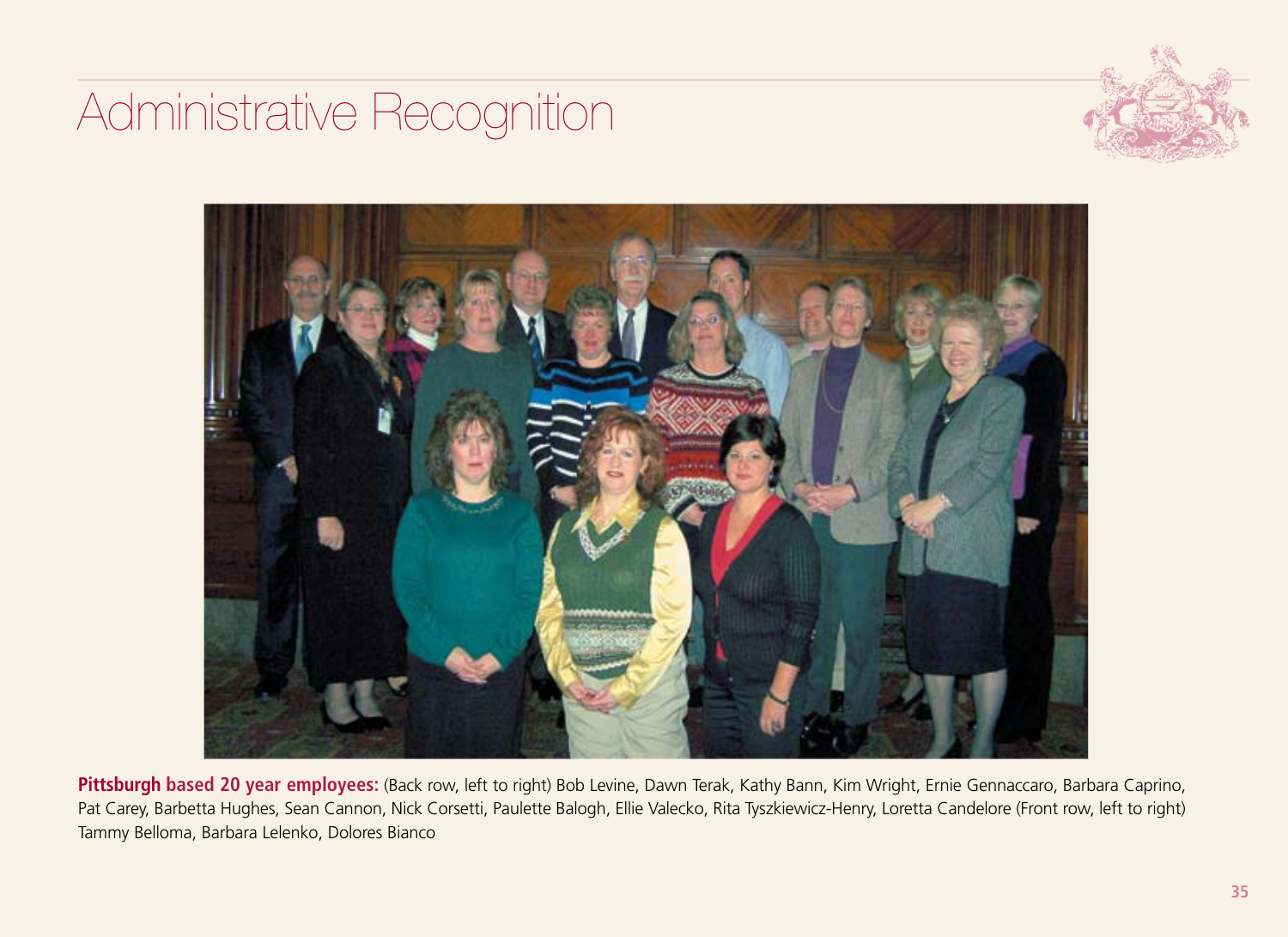# Administrative Recognition

**Pittsburgh based 20 year employees:** (Back row, left to right) Bob Levine, Dawn Terak, Kathy Bann, Kim Wright, Ernie Gennaccaro, Barbara Caprino, Pat Carey, Barbetta Hughes, Sean Cannon, Nick Corsetti, Paulette Balogh, Ellie Valecko, Rita Tyszkiewicz-Henry, Loretta Candelore (Front row, left to right) Tammy Belloma, Barbara Lelenko, Dolores Bianco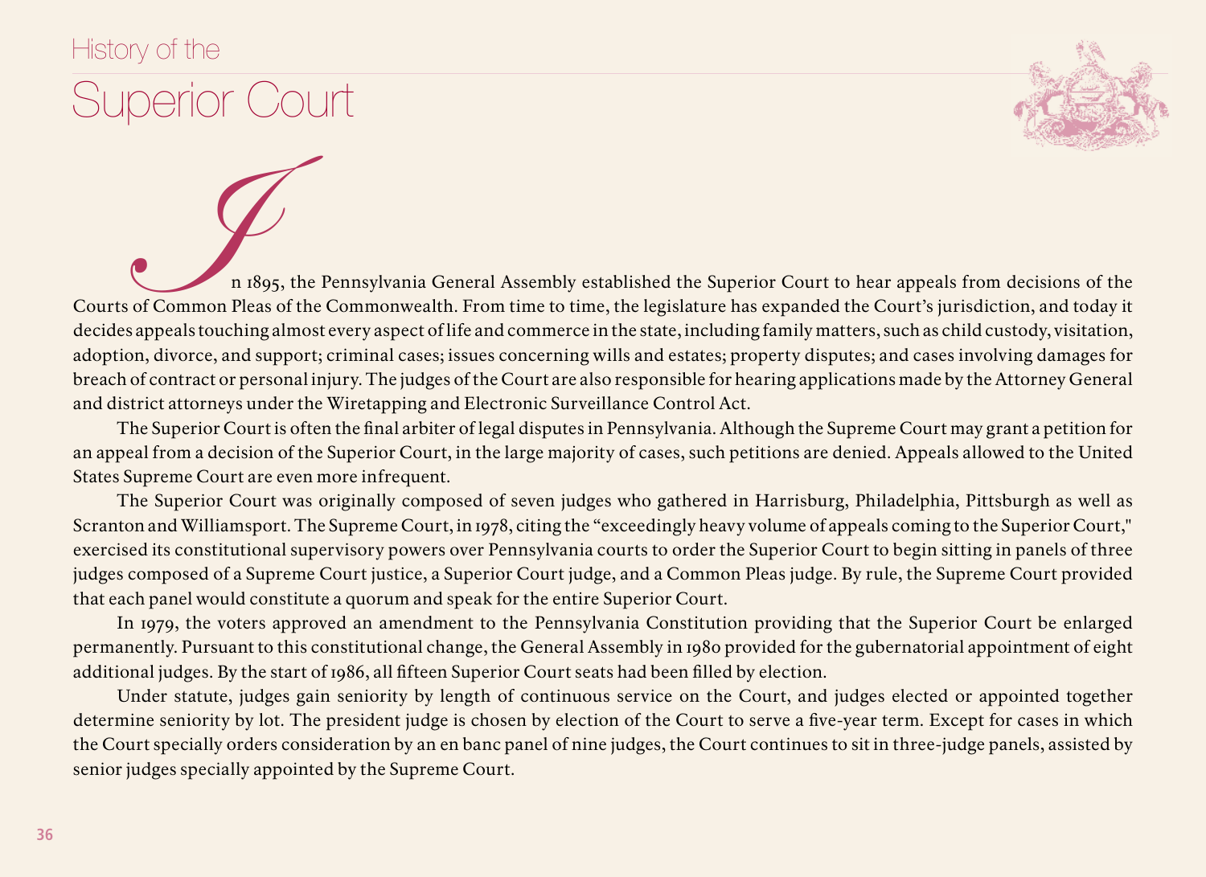# History of the Superior Court

In 1895, the Pennsylvania General Assembly established the Superior Court to hear appeals from decisions of the Courts of Common Pleas of the Commonwealth. From time to time, the legislature has expanded the Court's jurisdiction, and today it decides appeals touching almost every aspect of life and commerce in the state, including family matters, such as child custody, visitation, adoption, divorce, and support; criminal cases; issues concerning wills and estates; property disputes; and cases involving damages for breach of contract or personal injury. The judges of the Court are also responsible for hearing applications made by the Attorney General and district attorneys under the Wiretapping and Electronic Surveillance Control Act.

The Superior Court is often the final arbiter of legal disputes in Pennsylvania. Although the Supreme Court may grant a petition for an appeal from a decision of the Superior Court, in the large majority of cases, such petitions are denied. Appeals allowed to the United States Supreme Court are even more infrequent.

The Superior Court was originally composed of seven judges who gathered in Harrisburg, Philadelphia, Pittsburgh as well as Scranton and Williamsport. The Supreme Court, in 1978, citing the "exceedingly heavy volume of appeals coming to the Superior Court," exercised its constitutional supervisory powers over Pennsylvania courts to order the Superior Court to begin sitting in panels of three judges composed of a Supreme Court justice, a Superior Court judge, and a Common Pleas judge. By rule, the Supreme Court provided that each panel would constitute a quorum and speak for the entire Superior Court.

In 1979, the voters approved an amendment to the Pennsylvania Constitution providing that the Superior Court be enlarged permanently. Pursuant to this constitutional change, the General Assembly in 1980 provided for the gubernatorial appointment of eight additional judges. By the start of 1986, all fifteen Superior Court seats had been filled by election.

Under statute, judges gain seniority by length of continuous service on the Court, and judges elected or appointed together determine seniority by lot. The president judge is chosen by election of the Court to serve a five-year term. Except for cases in which the Court specially orders consideration by an en banc panel of nine judges, the Court continues to sit in three-judge panels, assisted by senior judges specially appointed by the Supreme Court.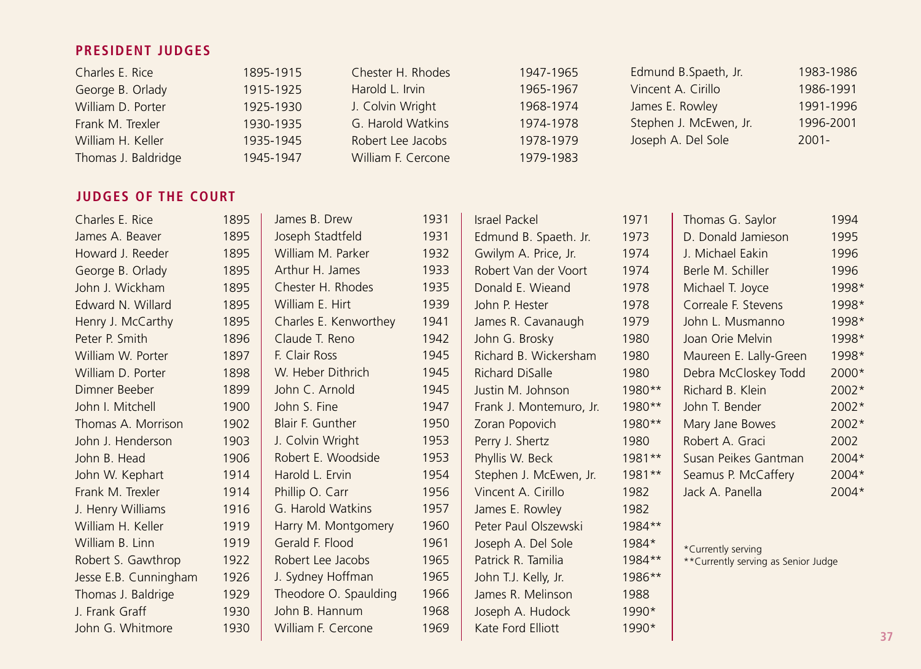## PRESIDENT JUDGES

| Name | Years |
|---|---|
| Charles E. Rice | 1895-1915 |
| George B. Orlady | 1915-1925 |
| William D. Porter | 1925-1930 |
| Frank M. Trexler | 1930-1935 |
| William H. Keller | 1935-1945 |
| Thomas J. Baldridge | 1945-1947 |
| Chester H. Rhodes | 1947-1965 |
| Harold L. Irvin | 1965-1967 |
| J. Colvin Wright | 1968-1974 |
| G. Harold Watkins | 1974-1978 |
| Robert Lee Jacobs | 1978-1979 |
| William F. Cercone | 1979-1983 |
| Edmund B.Spaeth, Jr. | 1983-1986 |
| Vincent A. Cirillo | 1986-1991 |
| James E. Rowley | 1991-1996 |
| Stephen J. McEwen, Jr. | 1996-2001 |
| Joseph A. Del Sole | 2001- |

## JUDGES OF THE COURT

| Name | Year |
|---|---|
| Charles E. Rice | 1895 |
| James A. Beaver | 1895 |
| Howard J. Reeder | 1895 |
| George B. Orlady | 1895 |
| John J. Wickham | 1895 |
| Edward N. Willard | 1895 |
| Henry J. McCarthy | 1895 |
| Peter P. Smith | 1896 |
| William W. Porter | 1897 |
| William D. Porter | 1898 |
| Dimner Beeber | 1899 |
| John I. Mitchell | 1900 |
| Thomas A. Morrison | 1902 |
| John J. Henderson | 1903 |
| John B. Head | 1906 |
| John W. Kephart | 1914 |
| Frank M. Trexler | 1914 |
| J. Henry Williams | 1916 |
| William H. Keller | 1919 |
| William B. Linn | 1919 |
| Robert S. Gawthrop | 1922 |
| Jesse E.B. Cunningham | 1926 |
| Thomas J. Baldrige | 1929 |
| J. Frank Graff | 1930 |
| John G. Whitmore | 1930 |
| James B. Drew | 1931 |
| Joseph Stadtfeld | 1931 |
| William M. Parker | 1932 |
| Arthur H. James | 1933 |
| Chester H. Rhodes | 1935 |
| William E. Hirt | 1939 |
| Charles E. Kenworthey | 1941 |
| Claude T. Reno | 1942 |
| F. Clair Ross | 1945 |
| W. Heber Dithrich | 1945 |
| John C. Arnold | 1945 |
| John S. Fine | 1947 |
| Blair F. Gunther | 1950 |
| J. Colvin Wright | 1953 |
| Robert E. Woodside | 1953 |
| Harold L. Ervin | 1954 |
| Phillip O. Carr | 1956 |
| G. Harold Watkins | 1957 |
| Harry M. Montgomery | 1960 |
| Gerald F. Flood | 1961 |
| Robert Lee Jacobs | 1965 |
| J. Sydney Hoffman | 1965 |
| Theodore O. Spaulding | 1966 |
| John B. Hannum | 1968 |
| William F. Cercone | 1969 |
| Israel Packel | 1971 |
| Edmund B. Spaeth. Jr. | 1973 |
| Gwilym A. Price, Jr. | 1974 |
| Robert Van der Voort | 1974 |
| Donald E. Wieand | 1978 |
| John P. Hester | 1978 |
| James R. Cavanaugh | 1979 |
| John G. Brosky | 1980 |
| Richard B. Wickersham | 1980 |
| Richard DiSalle | 1980 |
| Justin M. Johnson | 1980** |
| Frank J. Montemuro, Jr. | 1980** |
| Zoran Popovich | 1980** |
| Perry J. Shertz | 1980 |
| Phyllis W. Beck | 1981** |
| Stephen J. McEwen, Jr. | 1981** |
| Vincent A. Cirillo | 1982 |
| James E. Rowley | 1982 |
| Peter Paul Olszewski | 1984** |
| Joseph A. Del Sole | 1984* |
| Patrick R. Tamilia | 1984** |
| John T.J. Kelly, Jr. | 1986** |
| James R. Melinson | 1988 |
| Joseph A. Hudock | 1990* |
| Kate Ford Elliott | 1990* |
| Thomas G. Saylor | 1994 |
| D. Donald Jamieson | 1995 |
| J. Michael Eakin | 1996 |
| Berle M. Schiller | 1996 |
| Michael T. Joyce | 1998* |
| Correale F. Stevens | 1998* |
| John L. Musmanno | 1998* |
| Joan Orie Melvin | 1998* |
| Maureen E. Lally-Green | 1998* |
| Debra McCloskey Todd | 2000* |
| Richard B. Klein | 2002* |
| John T. Bender | 2002* |
| Mary Jane Bowes | 2002* |
| Robert A. Graci | 2002 |
| Susan Peikes Gantman | 2004* |
| Seamus P. McCaffery | 2004* |
| Jack A. Panella | 2004* |

*Currently serving
**Currently serving as Senior Judge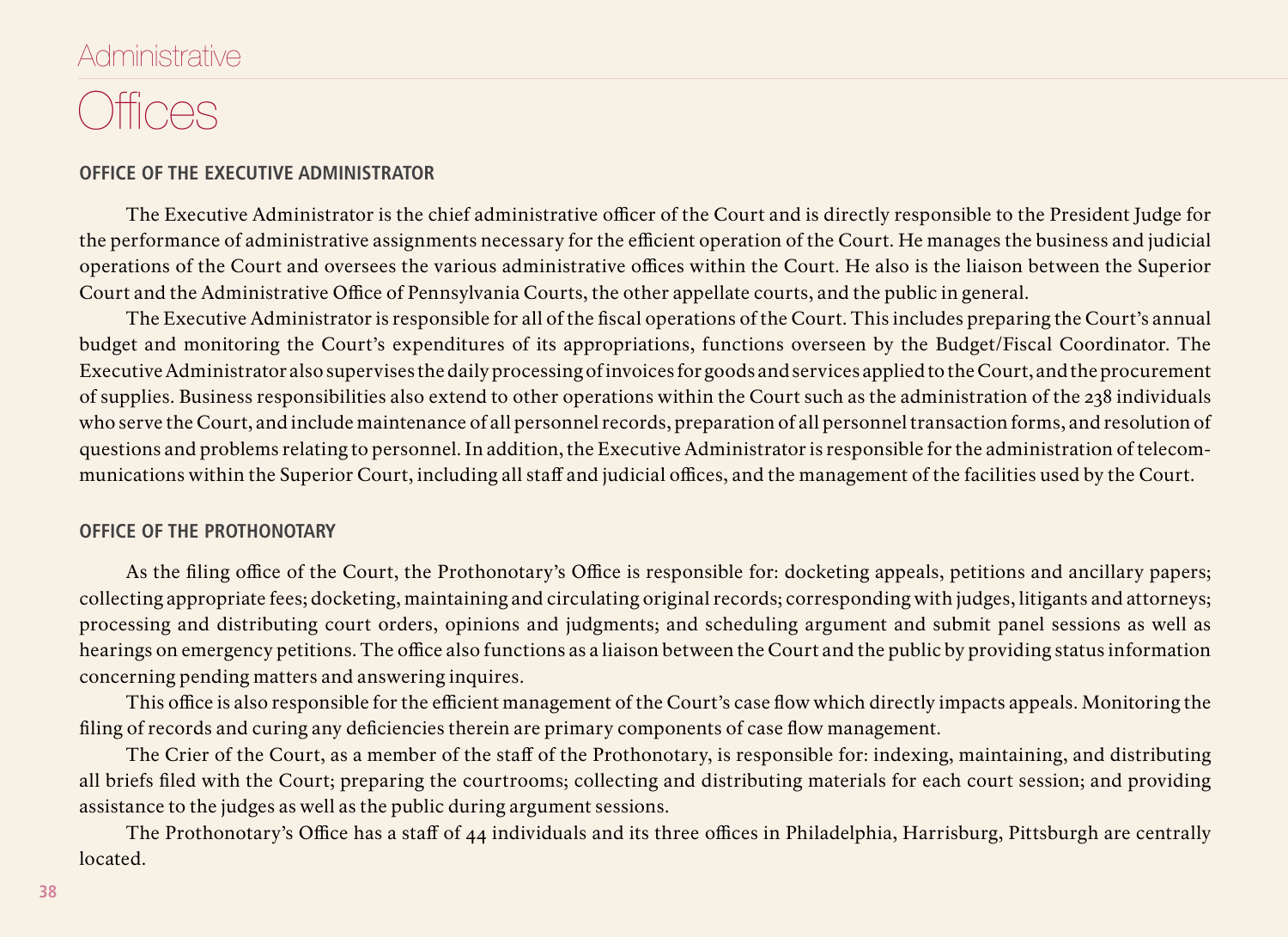# Administrative Offices

## OFFICE OF THE EXECUTIVE ADMINISTRATOR

The Executive Administrator is the chief administrative officer of the Court and is directly responsible to the President Judge for the performance of administrative assignments necessary for the efficient operation of the Court. He manages the business and judicial operations of the Court and oversees the various administrative offices within the Court. He also is the liaison between the Superior Court and the Administrative Office of Pennsylvania Courts, the other appellate courts, and the public in general.

The Executive Administrator is responsible for all of the fiscal operations of the Court. This includes preparing the Court's annual budget and monitoring the Court's expenditures of its appropriations, functions overseen by the Budget/Fiscal Coordinator. The Executive Administrator also supervises the daily processing of invoices for goods and services applied to the Court, and the procurement of supplies. Business responsibilities also extend to other operations within the Court such as the administration of the 238 individuals who serve the Court, and include maintenance of all personnel records, preparation of all personnel transaction forms, and resolution of questions and problems relating to personnel. In addition, the Executive Administrator is responsible for the administration of telecommunications within the Superior Court, including all staff and judicial offices, and the management of the facilities used by the Court.

## OFFICE OF THE PROTHONOTARY

As the filing office of the Court, the Prothonotary's Office is responsible for: docketing appeals, petitions and ancillary papers; collecting appropriate fees; docketing, maintaining and circulating original records; corresponding with judges, litigants and attorneys; processing and distributing court orders, opinions and judgments; and scheduling argument and submit panel sessions as well as hearings on emergency petitions. The office also functions as a liaison between the Court and the public by providing status information concerning pending matters and answering inquires.

This office is also responsible for the efficient management of the Court's case flow which directly impacts appeals. Monitoring the filing of records and curing any deficiencies therein are primary components of case flow management.

The Crier of the Court, as a member of the staff of the Prothonotary, is responsible for: indexing, maintaining, and distributing all briefs filed with the Court; preparing the courtrooms; collecting and distributing materials for each court session; and providing assistance to the judges as well as the public during argument sessions.

The Prothonotary's Office has a staff of 44 individuals and its three offices in Philadelphia, Harrisburg, Pittsburgh are centrally located.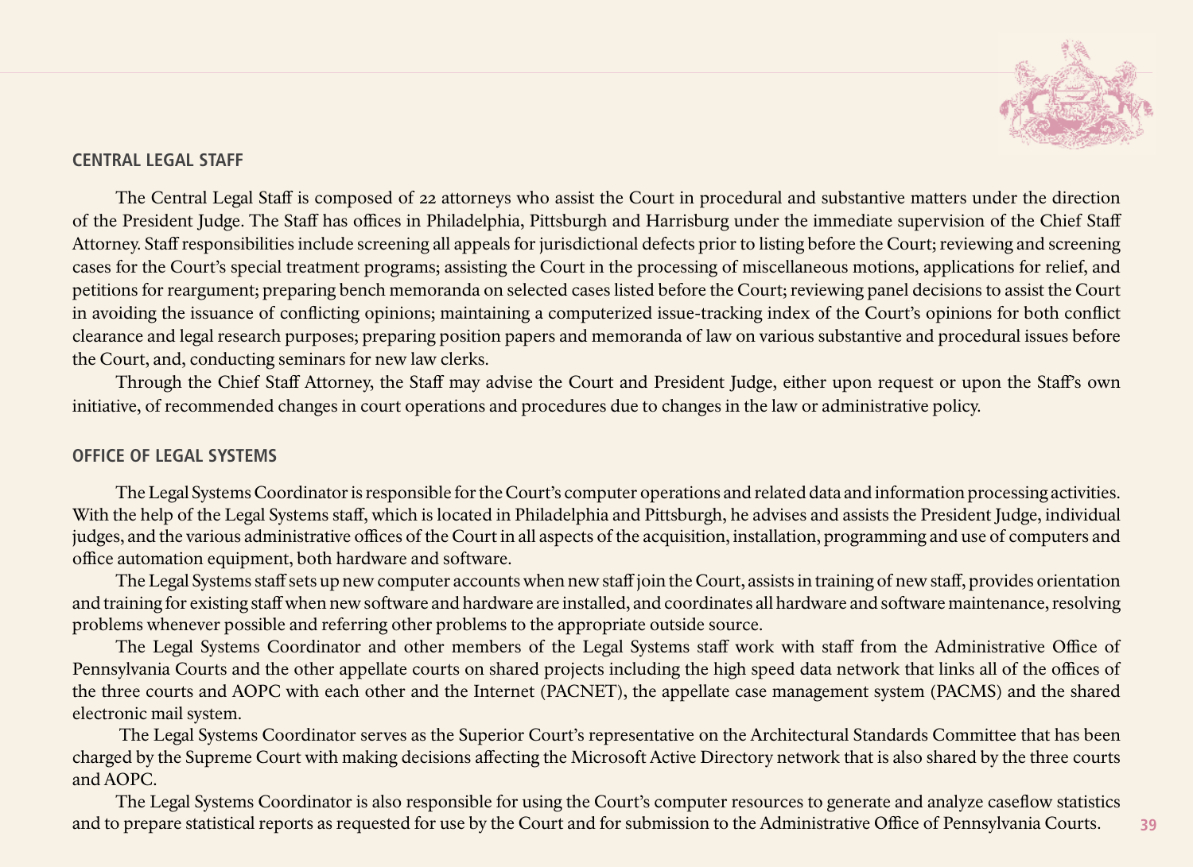## CENTRAL LEGAL STAFF

The Central Legal Staff is composed of 22 attorneys who assist the Court in procedural and substantive matters under the direction of the President Judge. The Staff has offices in Philadelphia, Pittsburgh and Harrisburg under the immediate supervision of the Chief Staff Attorney. Staff responsibilities include screening all appeals for jurisdictional defects prior to listing before the Court; reviewing and screening cases for the Court's special treatment programs; assisting the Court in the processing of miscellaneous motions, applications for relief, and petitions for reargument; preparing bench memoranda on selected cases listed before the Court; reviewing panel decisions to assist the Court in avoiding the issuance of conflicting opinions; maintaining a computerized issue-tracking index of the Court's opinions for both conflict clearance and legal research purposes; preparing position papers and memoranda of law on various substantive and procedural issues before the Court, and, conducting seminars for new law clerks.

Through the Chief Staff Attorney, the Staff may advise the Court and President Judge, either upon request or upon the Staff's own initiative, of recommended changes in court operations and procedures due to changes in the law or administrative policy.

## OFFICE OF LEGAL SYSTEMS

The Legal Systems Coordinator is responsible for the Court's computer operations and related data and information processing activities. With the help of the Legal Systems staff, which is located in Philadelphia and Pittsburgh, he advises and assists the President Judge, individual judges, and the various administrative offices of the Court in all aspects of the acquisition, installation, programming and use of computers and office automation equipment, both hardware and software.

The Legal Systems staff sets up new computer accounts when new staff join the Court, assists in training of new staff, provides orientation and training for existing staff when new software and hardware are installed, and coordinates all hardware and software maintenance, resolving problems whenever possible and referring other problems to the appropriate outside source.

The Legal Systems Coordinator and other members of the Legal Systems staff work with staff from the Administrative Office of Pennsylvania Courts and the other appellate courts on shared projects including the high speed data network that links all of the offices of the three courts and AOPC with each other and the Internet (PACNET), the appellate case management system (PACMS) and the shared electronic mail system.

The Legal Systems Coordinator serves as the Superior Court's representative on the Architectural Standards Committee that has been charged by the Supreme Court with making decisions affecting the Microsoft Active Directory network that is also shared by the three courts and AOPC.

The Legal Systems Coordinator is also responsible for using the Court's computer resources to generate and analyze caseflow statistics and to prepare statistical reports as requested for use by the Court and for submission to the Administrative Office of Pennsylvania Courts.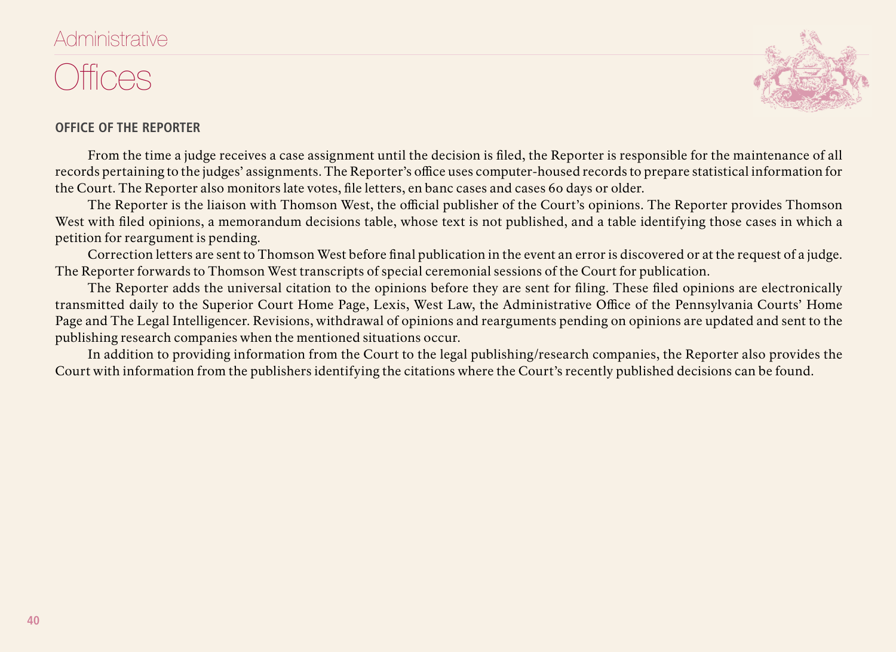# Administrative Offices

## OFFICE OF THE REPORTER

From the time a judge receives a case assignment until the decision is filed, the Reporter is responsible for the maintenance of all records pertaining to the judges' assignments. The Reporter's office uses computer-housed records to prepare statistical information for the Court. The Reporter also monitors late votes, file letters, en banc cases and cases 60 days or older.

The Reporter is the liaison with Thomson West, the official publisher of the Court's opinions. The Reporter provides Thomson West with filed opinions, a memorandum decisions table, whose text is not published, and a table identifying those cases in which a petition for reargument is pending.

Correction letters are sent to Thomson West before final publication in the event an error is discovered or at the request of a judge. The Reporter forwards to Thomson West transcripts of special ceremonial sessions of the Court for publication.

The Reporter adds the universal citation to the opinions before they are sent for filing. These filed opinions are electronically transmitted daily to the Superior Court Home Page, Lexis, West Law, the Administrative Office of the Pennsylvania Courts' Home Page and The Legal Intelligencer. Revisions, withdrawal of opinions and rearguments pending on opinions are updated and sent to the publishing research companies when the mentioned situations occur.

In addition to providing information from the Court to the legal publishing/research companies, the Reporter also provides the Court with information from the publishers identifying the citations where the Court's recently published decisions can be found.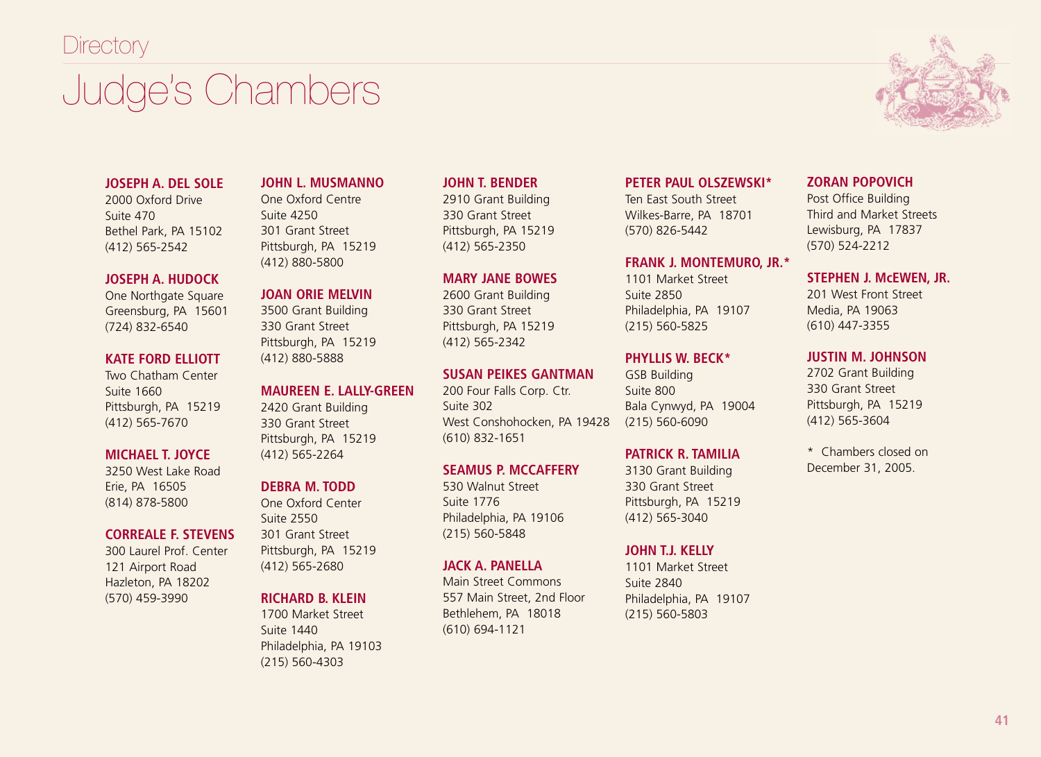Directory

# Judge's Chambers

**JOSEPH A. DEL SOLE**
2000 Oxford Drive
Suite 470
Bethel Park, PA 15102
(412) 565-2542

**JOSEPH A. HUDOCK**
One Northgate Square
Greensburg, PA 15601
(724) 832-6540

**KATE FORD ELLIOTT**
Two Chatham Center
Suite 1660
Pittsburgh, PA 15219
(412) 565-7670

**MICHAEL T. JOYCE**
3250 West Lake Road
Erie, PA 16505
(814) 878-5800

**CORREALE F. STEVENS**
300 Laurel Prof. Center
121 Airport Road
Hazleton, PA 18202
(570) 459-3990

**JOHN L. MUSMANNO**
One Oxford Centre
Suite 4250
301 Grant Street
Pittsburgh, PA 15219
(412) 880-5800

**JOAN ORIE MELVIN**
3500 Grant Building
330 Grant Street
Pittsburgh, PA 15219
(412) 880-5888

**MAUREEN E. LALLY-GREEN**
2420 Grant Building
330 Grant Street
Pittsburgh, PA 15219
(412) 565-2264

**DEBRA M. TODD**
One Oxford Center
Suite 2550
301 Grant Street
Pittsburgh, PA 15219
(412) 565-2680

**RICHARD B. KLEIN**
1700 Market Street
Suite 1440
Philadelphia, PA 19103
(215) 560-4303

**JOHN T. BENDER**
2910 Grant Building
330 Grant Street
Pittsburgh, PA 15219
(412) 565-2350

**MARY JANE BOWES**
2600 Grant Building
330 Grant Street
Pittsburgh, PA 15219
(412) 565-2342

**SUSAN PEIKES GANTMAN**
200 Four Falls Corp. Ctr.
Suite 302
West Conshohocken, PA 19428
(610) 832-1651

**SEAMUS P. MCCAFFERY**
530 Walnut Street
Suite 1776
Philadelphia, PA 19106
(215) 560-5848

**JACK A. PANELLA**
Main Street Commons
557 Main Street, 2nd Floor
Bethlehem, PA 18018
(610) 694-1121

**PETER PAUL OLSZEWSKI***
Ten East South Street
Wilkes-Barre, PA 18701
(570) 826-5442

**FRANK J. MONTEMURO, JR.***
1101 Market Street
Suite 2850
Philadelphia, PA 19107
(215) 560-5825

**PHYLLIS W. BECK***
GSB Building
Suite 800
Bala Cynwyd, PA 19004
(215) 560-6090

**PATRICK R. TAMILIA**
3130 Grant Building
330 Grant Street
Pittsburgh, PA 15219
(412) 565-3040

**JOHN T.J. KELLY**
1101 Market Street
Suite 2840
Philadelphia, PA 19107
(215) 560-5803

**ZORAN POPOVICH**
Post Office Building
Third and Market Streets
Lewisburg, PA 17837
(570) 524-2212

**STEPHEN J. McEWEN, JR.**
201 West Front Street
Media, PA 19063
(610) 447-3355

**JUSTIN M. JOHNSON**
2702 Grant Building
330 Grant Street
Pittsburgh, PA 15219
(412) 565-3604

\* Chambers closed on December 31, 2005.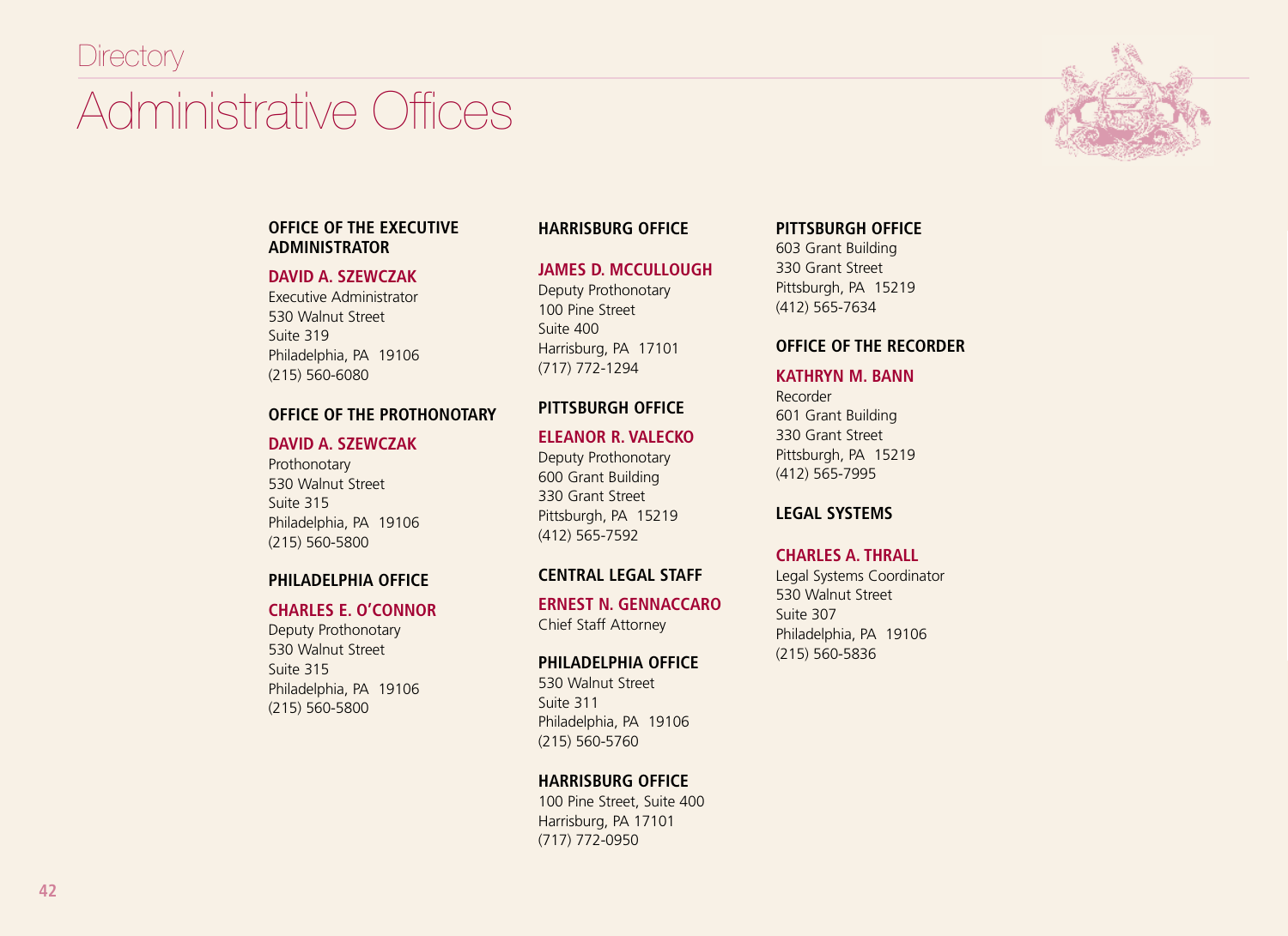# Directory

## Administrative Offices

### OFFICE OF THE EXECUTIVE ADMINISTRATOR

**DAVID A. SZEWCZAK**
Executive Administrator
530 Walnut Street
Suite 319
Philadelphia, PA 19106
(215) 560-6080

### OFFICE OF THE PROTHONOTARY

**DAVID A. SZEWCZAK**
Prothonotary
530 Walnut Street
Suite 315
Philadelphia, PA 19106
(215) 560-5800

### PHILADELPHIA OFFICE

**CHARLES E. O'CONNOR**
Deputy Prothonotary
530 Walnut Street
Suite 315
Philadelphia, PA 19106
(215) 560-5800

### HARRISBURG OFFICE

**JAMES D. MCCULLOUGH**
Deputy Prothonotary
100 Pine Street
Suite 400
Harrisburg, PA 17101
(717) 772-1294

### PITTSBURGH OFFICE

**ELEANOR R. VALECKO**
Deputy Prothonotary
600 Grant Building
330 Grant Street
Pittsburgh, PA 15219
(412) 565-7592

### CENTRAL LEGAL STAFF

**ERNEST N. GENNACCARO**
Chief Staff Attorney

### PHILADELPHIA OFFICE

530 Walnut Street
Suite 311
Philadelphia, PA 19106
(215) 560-5760

### HARRISBURG OFFICE

100 Pine Street, Suite 400
Harrisburg, PA 17101
(717) 772-0950

### PITTSBURGH OFFICE

603 Grant Building
330 Grant Street
Pittsburgh, PA 15219
(412) 565-7634

### OFFICE OF THE RECORDER

**KATHRYN M. BANN**
Recorder
601 Grant Building
330 Grant Street
Pittsburgh, PA 15219
(412) 565-7995

### LEGAL SYSTEMS

**CHARLES A. THRALL**
Legal Systems Coordinator
530 Walnut Street
Suite 307
Philadelphia, PA 19106
(215) 560-5836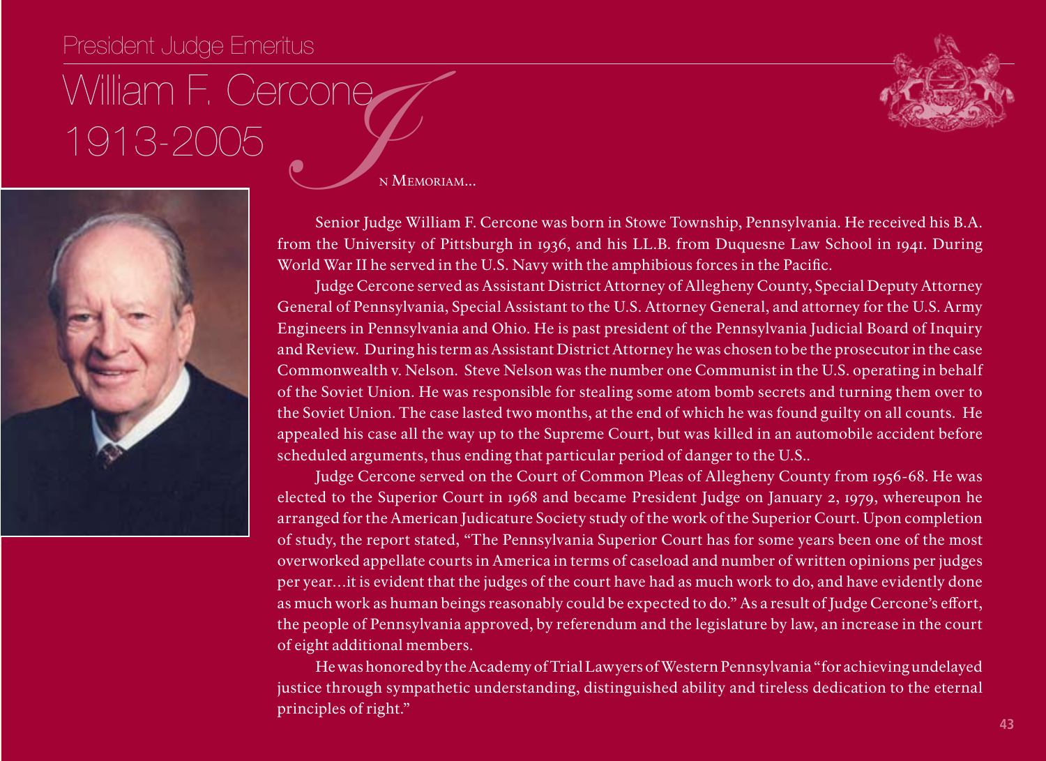President Judge Emeritus

# William F. Cercone
## 1913-2005

In Memoriam...

Senior Judge William F. Cercone was born in Stowe Township, Pennsylvania. He received his B.A. from the University of Pittsburgh in 1936, and his LL.B. from Duquesne Law School in 1941. During World War II he served in the U.S. Navy with the amphibious forces in the Pacific.

Judge Cercone served as Assistant District Attorney of Allegheny County, Special Deputy Attorney General of Pennsylvania, Special Assistant to the U.S. Attorney General, and attorney for the U.S. Army Engineers in Pennsylvania and Ohio. He is past president of the Pennsylvania Judicial Board of Inquiry and Review. During his term as Assistant District Attorney he was chosen to be the prosecutor in the case Commonwealth v. Nelson. Steve Nelson was the number one Communist in the U.S. operating in behalf of the Soviet Union. He was responsible for stealing some atom bomb secrets and turning them over to the Soviet Union. The case lasted two months, at the end of which he was found guilty on all counts. He appealed his case all the way up to the Supreme Court, but was killed in an automobile accident before scheduled arguments, thus ending that particular period of danger to the U.S..

Judge Cercone served on the Court of Common Pleas of Allegheny County from 1956-68. He was elected to the Superior Court in 1968 and became President Judge on January 2, 1979, whereupon he arranged for the American Judicature Society study of the work of the Superior Court. Upon completion of study, the report stated, "The Pennsylvania Superior Court has for some years been one of the most overworked appellate courts in America in terms of caseload and number of written opinions per judges per year…it is evident that the judges of the court have had as much work to do, and have evidently done as much work as human beings reasonably could be expected to do." As a result of Judge Cercone's effort, the people of Pennsylvania approved, by referendum and the legislature by law, an increase in the court of eight additional members.

He was honored by the Academy of Trial Lawyers of Western Pennsylvania "for achieving undelayed justice through sympathetic understanding, distinguished ability and tireless dedication to the eternal principles of right."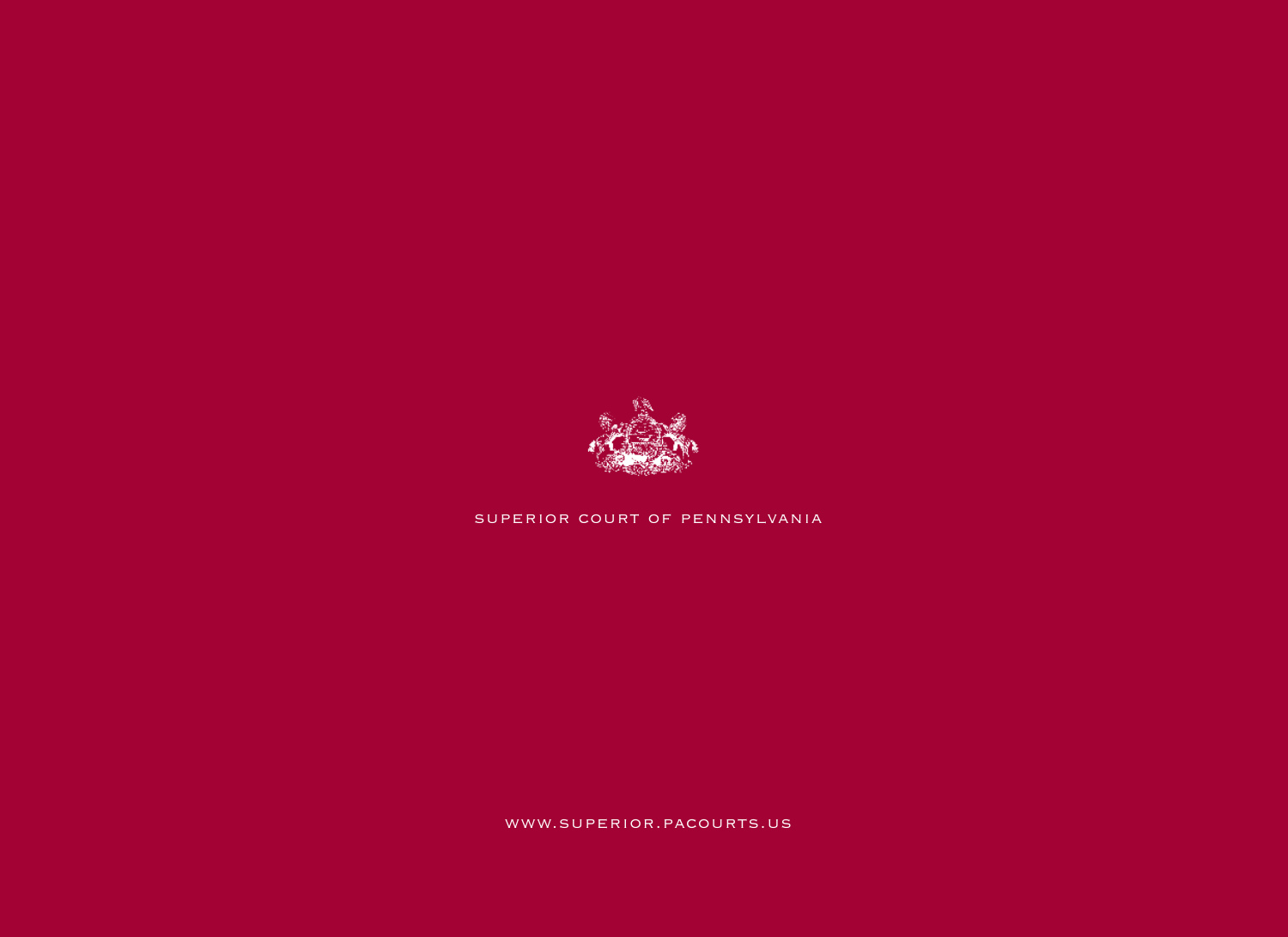SUPERIOR COURT OF PENNSYLVANIA

WWW.SUPERIOR.PACOURTS.US